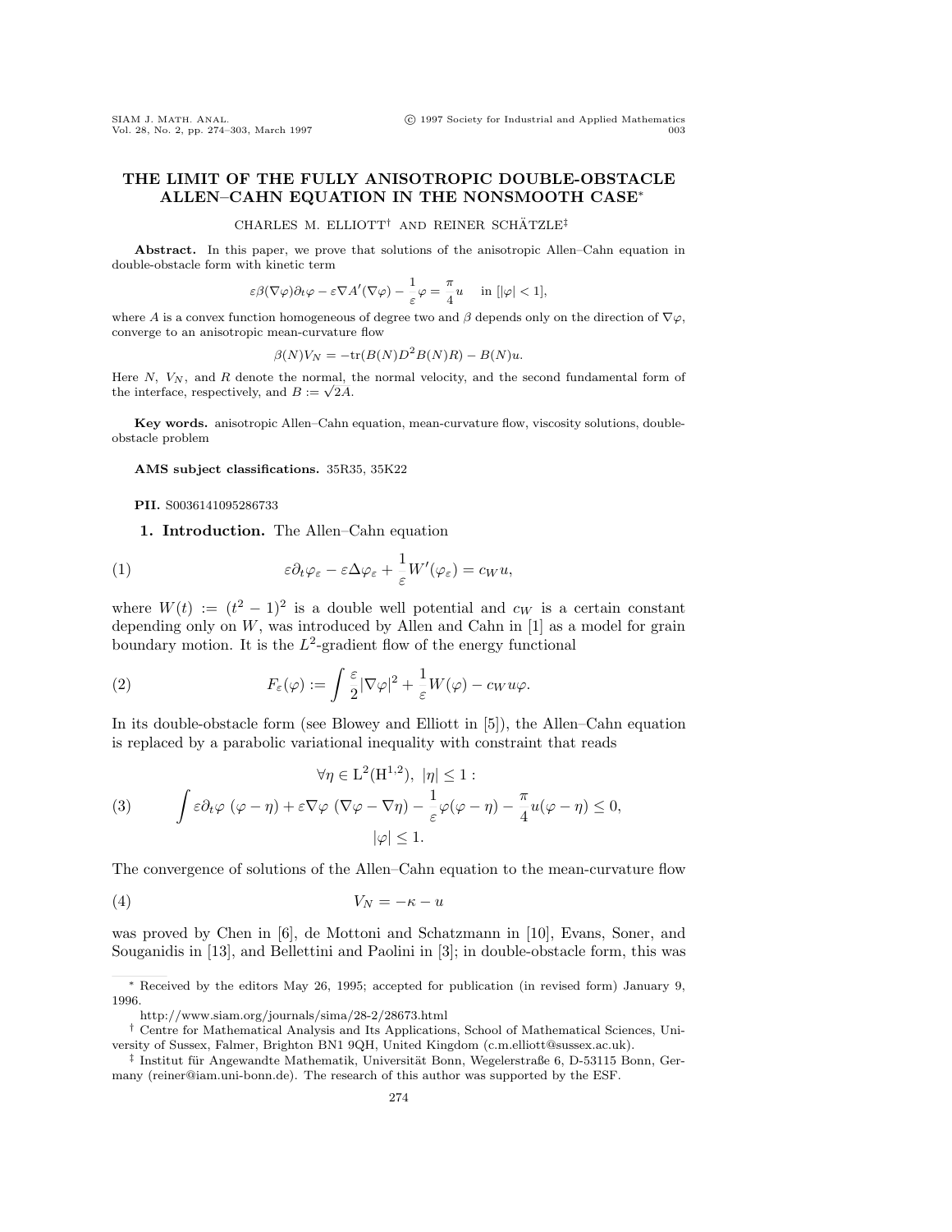# THE LIMIT OF THE FULLY ANISOTROPIC DOUBLE-OBSTACLE ALLEN–CAHN EQUATION IN THE NONSMOOTH CASE*

CHARLES M. ELLIOTT[†] AND REINER SCHÄTZLE[‡]

**Abstract.** In this paper, we prove that solutions of the anisotropic Allen–Cahn equation in double-obstacle form with kinetic term

$$\varepsilon\beta(\nabla\varphi)\partial_t\varphi - \varepsilon\nabla A'(\nabla\varphi) - \frac{1}{\varepsilon}\varphi = \frac{\pi}{4}u \quad \text{in } [|\varphi| < 1],$$

where $A$ is a convex function homogeneous of degree two and $\beta$ depends only on the direction of $\nabla\varphi$, converge to an anisotropic mean-curvature flow

$$\beta(N)V_N = -\operatorname{tr}(B(N)D^2B(N)R) - B(N)u.$$

Here $N$, $V_N$, and $R$ denote the normal, the normal velocity, and the second fundamental form of the interface, respectively, and $B := \sqrt{2A}$.

**Key words.** anisotropic Allen–Cahn equation, mean-curvature flow, viscosity solutions, double-obstacle problem

**AMS subject classifications.** 35R35, 35K22

**PII.** S0036141095286733

## 1. Introduction.

The Allen–Cahn equation

$$\varepsilon\partial_t\varphi_\varepsilon - \varepsilon\Delta\varphi_\varepsilon + \frac{1}{\varepsilon}W'(\varphi_\varepsilon) = c_W u, \tag{1}$$

where $W(t) := (t^2-1)^2$ is a double well potential and $c_W$ is a certain constant depending only on $W$, was introduced by Allen and Cahn in [1] as a model for grain boundary motion. It is the $L^2$-gradient flow of the energy functional

$$F_\varepsilon(\varphi) := \int \frac{\varepsilon}{2}|\nabla\varphi|^2 + \frac{1}{\varepsilon}W(\varphi) - c_W u\varphi. \tag{2}$$

In its double-obstacle form (see Blowey and Elliott in [5]), the Allen–Cahn equation is replaced by a parabolic variational inequality with constraint that reads

$$\begin{gathered}\forall\eta \in \mathrm{L}^2(\mathrm{H}^{1,2}),\ |\eta| \le 1: \\ \int \varepsilon\partial_t\varphi\ (\varphi-\eta) + \varepsilon\nabla\varphi\ (\nabla\varphi - \nabla\eta) - \frac{1}{\varepsilon}\varphi(\varphi-\eta) - \frac{\pi}{4}u(\varphi-\eta) \le 0, \\ |\varphi| \le 1.\end{gathered} \tag{3}$$

The convergence of solutions of the Allen–Cahn equation to the mean-curvature flow

$$V_N = -\kappa - u \tag{4}$$

was proved by Chen in [6], de Mottoni and Schatzmann in [10], Evans, Soner, and Souganidis in [13], and Bellettini and Paolini in [3]; in double-obstacle form, this was

---

* Received by the editors May 26, 1995; accepted for publication (in revised form) January 9, 1996.

http://www.siam.org/journals/sima/28-2/28673.html

† Centre for Mathematical Analysis and Its Applications, School of Mathematical Sciences, University of Sussex, Falmer, Brighton BN1 9QH, United Kingdom (c.m.elliott@sussex.ac.uk).

‡ Institut für Angewandte Mathematik, Universität Bonn, Wegelerstraße 6, D-53115 Bonn, Germany (reiner@iam.uni-bonn.de). The research of this author was supported by the ESF.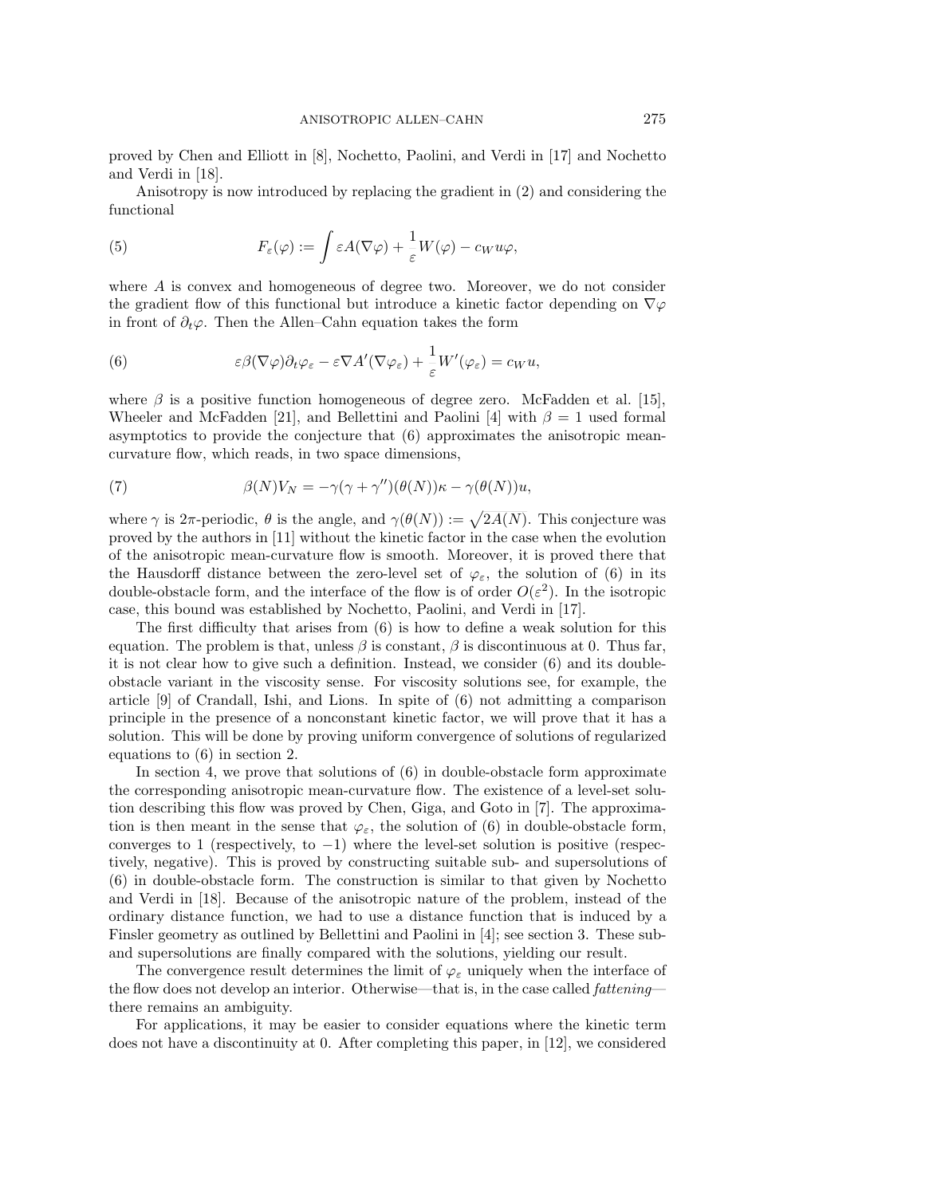proved by Chen and Elliott in [8], Nochetto, Paolini, and Verdi in [17] and Nochetto and Verdi in [18].

Anisotropy is now introduced by replacing the gradient in (2) and considering the functional

$$F_\varepsilon(\varphi) := \int \varepsilon A(\nabla\varphi) + \frac{1}{\varepsilon}W(\varphi) - c_W u\varphi, \tag{5}$$

where $A$ is convex and homogeneous of degree two. Moreover, we do not consider the gradient flow of this functional but introduce a kinetic factor depending on $\nabla\varphi$ in front of $\partial_t\varphi$. Then the Allen–Cahn equation takes the form

$$\varepsilon\beta(\nabla\varphi)\partial_t\varphi_\varepsilon - \varepsilon\nabla A'(\nabla\varphi_\varepsilon) + \frac{1}{\varepsilon}W'(\varphi_\varepsilon) = c_W u, \tag{6}$$

where $\beta$ is a positive function homogeneous of degree zero. McFadden et al. [15], Wheeler and McFadden [21], and Bellettini and Paolini [4] with $\beta = 1$ used formal asymptotics to provide the conjecture that (6) approximates the anisotropic mean-curvature flow, which reads, in two space dimensions,

$$\beta(N)V_N = -\gamma(\gamma + \gamma'')(\theta(N))\kappa - \gamma(\theta(N))u, \tag{7}$$

where $\gamma$ is $2\pi$-periodic, $\theta$ is the angle, and $\gamma(\theta(N)) := \sqrt{2A(N)}$. This conjecture was proved by the authors in [11] without the kinetic factor in the case when the evolution of the anisotropic mean-curvature flow is smooth. Moreover, it is proved there that the Hausdorff distance between the zero-level set of $\varphi_\varepsilon$, the solution of (6) in its double-obstacle form, and the interface of the flow is of order $O(\varepsilon^2)$. In the isotropic case, this bound was established by Nochetto, Paolini, and Verdi in [17].

The first difficulty that arises from (6) is how to define a weak solution for this equation. The problem is that, unless $\beta$ is constant, $\beta$ is discontinuous at 0. Thus far, it is not clear how to give such a definition. Instead, we consider (6) and its double-obstacle variant in the viscosity sense. For viscosity solutions see, for example, the article [9] of Crandall, Ishi, and Lions. In spite of (6) not admitting a comparison principle in the presence of a nonconstant kinetic factor, we will prove that it has a solution. This will be done by proving uniform convergence of solutions of regularized equations to (6) in section 2.

In section 4, we prove that solutions of (6) in double-obstacle form approximate the corresponding anisotropic mean-curvature flow. The existence of a level-set solution describing this flow was proved by Chen, Giga, and Goto in [7]. The approximation is then meant in the sense that $\varphi_\varepsilon$, the solution of (6) in double-obstacle form, converges to 1 (respectively, to $-1$) where the level-set solution is positive (respectively, negative). This is proved by constructing suitable sub- and supersolutions of (6) in double-obstacle form. The construction is similar to that given by Nochetto and Verdi in [18]. Because of the anisotropic nature of the problem, instead of the ordinary distance function, we had to use a distance function that is induced by a Finsler geometry as outlined by Bellettini and Paolini in [4]; see section 3. These sub- and supersolutions are finally compared with the solutions, yielding our result.

The convergence result determines the limit of $\varphi_\varepsilon$ uniquely when the interface of the flow does not develop an interior. Otherwise—that is, in the case called *fattening*—there remains an ambiguity.

For applications, it may be easier to consider equations where the kinetic term does not have a discontinuity at 0. After completing this paper, in [12], we considered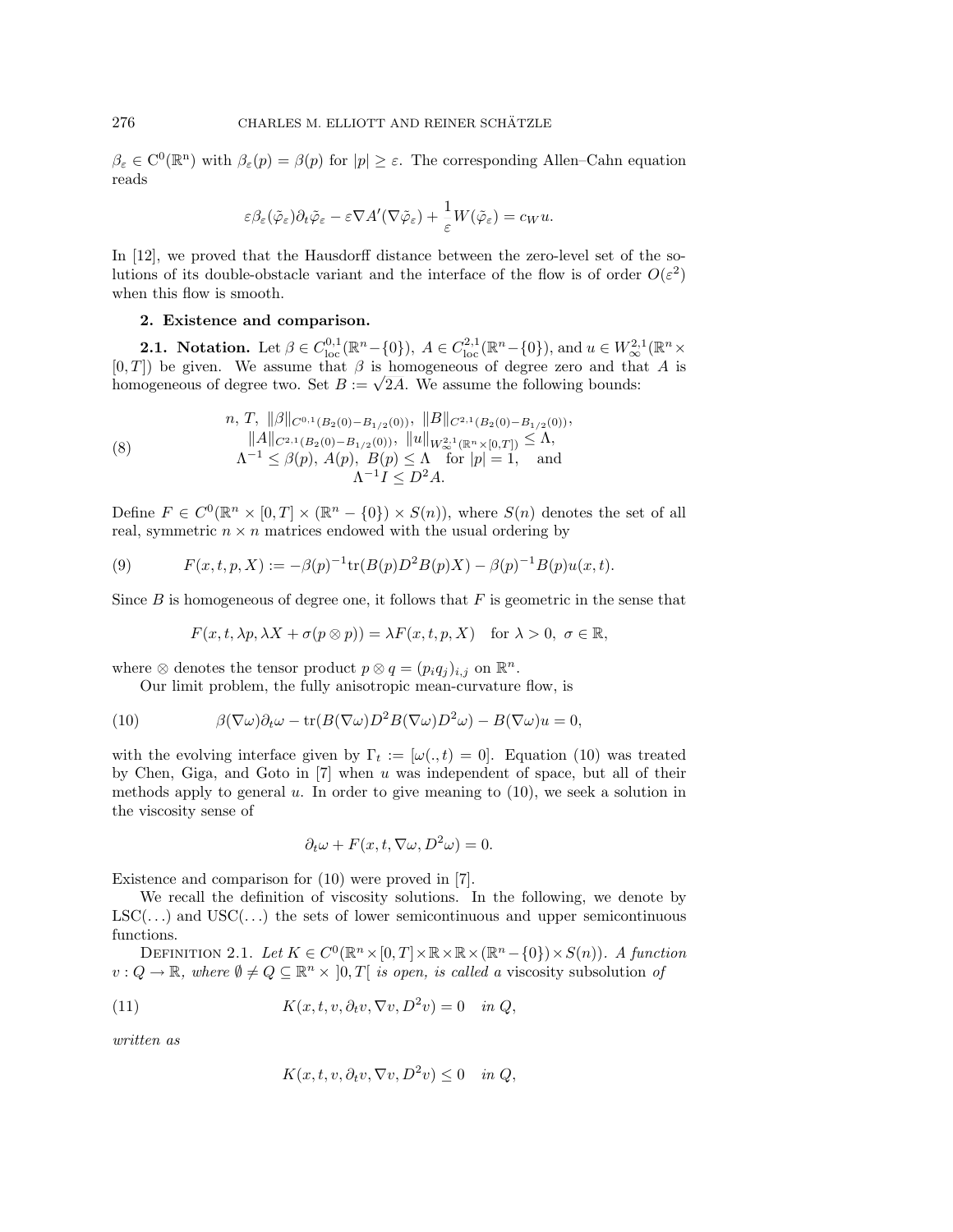$\beta_\varepsilon \in \mathrm{C}^0(\mathbb{R}^n)$ with $\beta_\varepsilon(p) = \beta(p)$ for $|p| \geq \varepsilon$. The corresponding Allen–Cahn equation reads

$$\varepsilon \beta_\varepsilon(\tilde{\varphi}_\varepsilon)\partial_t \tilde{\varphi}_\varepsilon - \varepsilon \nabla A'(\nabla \tilde{\varphi}_\varepsilon) + \frac{1}{\varepsilon} W(\tilde{\varphi}_\varepsilon) = c_W u.$$

In [12], we proved that the Hausdorff distance between the zero-level set of the solutions of its double-obstacle variant and the interface of the flow is of order $O(\varepsilon^2)$ when this flow is smooth.

## 2. Existence and comparison.

**2.1. Notation.** Let $\beta \in C^{0,1}_{\text{loc}}(\mathbb{R}^n - \{0\})$, $A \in C^{2,1}_{\text{loc}}(\mathbb{R}^n - \{0\})$, and $u \in W^{2,1}_\infty(\mathbb{R}^n \times [0,T])$ be given. We assume that $\beta$ is homogeneous of degree zero and that $A$ is homogeneous of degree two. Set $B := \sqrt{2A}$. We assume the following bounds:

$$\begin{gathered} n,\ T,\ \|\beta\|_{C^{0,1}(B_2(0)-B_{1/2}(0))},\ \|B\|_{C^{2,1}(B_2(0)-B_{1/2}(0))}, \\ \|A\|_{C^{2,1}(B_2(0)-B_{1/2}(0))},\ \|u\|_{W^{2,1}_\infty(\mathbb{R}^n\times[0,T])} \leq \Lambda, \\ \Lambda^{-1} \leq \beta(p),\ A(p),\ B(p) \leq \Lambda \quad \text{for } |p| = 1, \quad \text{and} \\ \Lambda^{-1} I \leq D^2 A. \end{gathered} \tag{8}$$

Define $F \in C^0(\mathbb{R}^n \times [0,T] \times (\mathbb{R}^n - \{0\}) \times S(n))$, where $S(n)$ denotes the set of all real, symmetric $n \times n$ matrices endowed with the usual ordering by

$$F(x,t,p,X) := -\beta(p)^{-1}\mathrm{tr}(B(p)D^2B(p)X) - \beta(p)^{-1}B(p)u(x,t). \tag{9}$$

Since $B$ is homogeneous of degree one, it follows that $F$ is geometric in the sense that

$$F(x,t,\lambda p, \lambda X + \sigma(p \otimes p)) = \lambda F(x,t,p,X) \quad \text{for } \lambda > 0,\ \sigma \in \mathbb{R},$$

where $\otimes$ denotes the tensor product $p \otimes q = (p_i q_j)_{i,j}$ on $\mathbb{R}^n$.

Our limit problem, the fully anisotropic mean-curvature flow, is

$$\beta(\nabla\omega)\partial_t\omega - \mathrm{tr}(B(\nabla\omega)D^2B(\nabla\omega)D^2\omega) - B(\nabla\omega)u = 0, \tag{10}$$

with the evolving interface given by $\Gamma_t := [\omega(.,t) = 0]$. Equation (10) was treated by Chen, Giga, and Goto in [7] when $u$ was independent of space, but all of their methods apply to general $u$. In order to give meaning to (10), we seek a solution in the viscosity sense of

$$\partial_t \omega + F(x,t,\nabla\omega, D^2\omega) = 0.$$

Existence and comparison for (10) were proved in [7].

We recall the definition of viscosity solutions. In the following, we denote by $\mathrm{LSC}(\dots)$ and $\mathrm{USC}(\dots)$ the sets of lower semicontinuous and upper semicontinuous functions.

Definition 2.1. *Let $K \in C^0(\mathbb{R}^n \times [0,T] \times \mathbb{R} \times \mathbb{R} \times (\mathbb{R}^n - \{0\}) \times S(n))$. A function $v : Q \to \mathbb{R}$, where $\emptyset \neq Q \subseteq \mathbb{R}^n \times\ ]0,T[$ is open, is called a* viscosity subsolution *of*

$$K(x,t,v,\partial_t v, \nabla v, D^2 v) = 0 \quad \text{in } Q, \tag{11}$$

*written as*

$$K(x,t,v,\partial_t v, \nabla v, D^2 v) \leq 0 \quad \text{in } Q,$$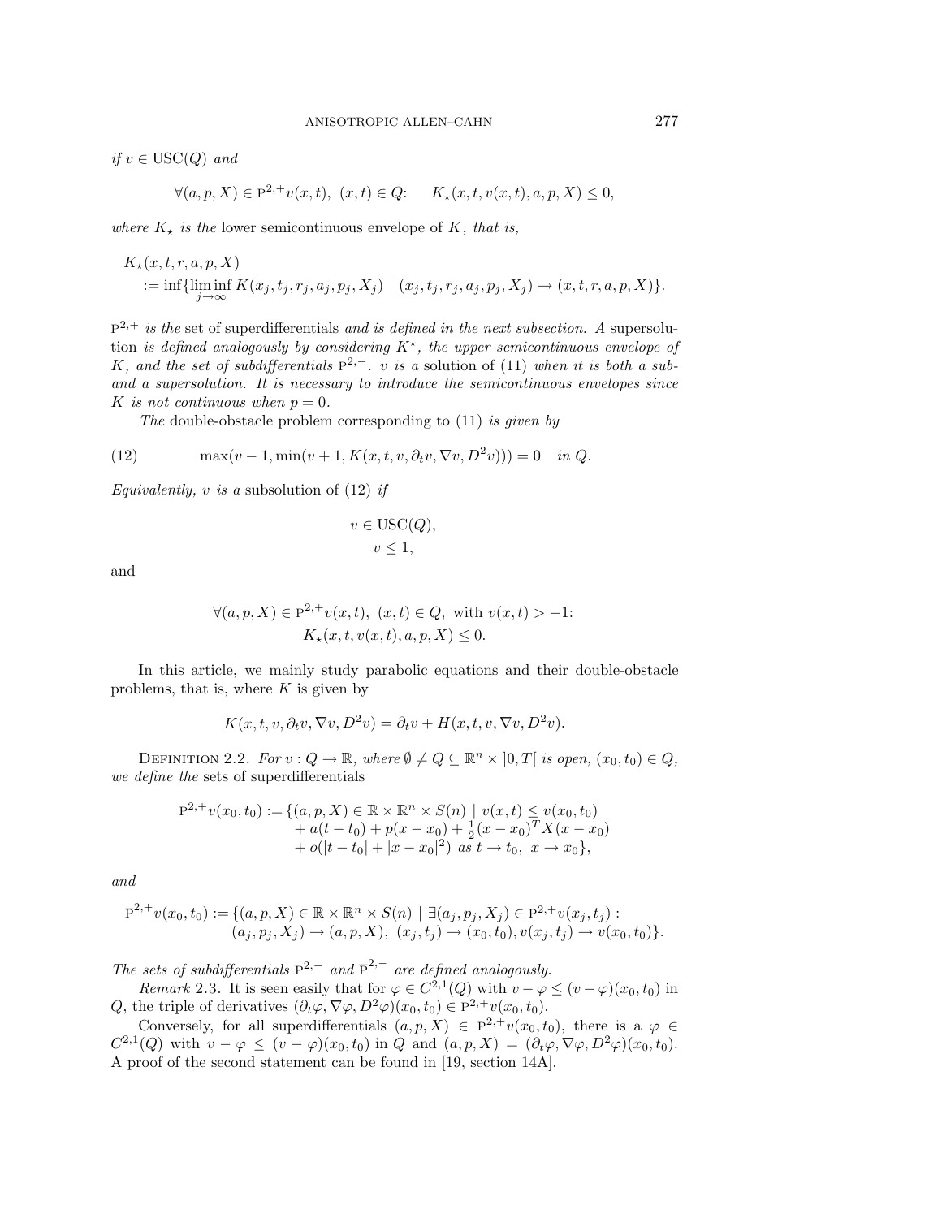*if* $v \in \mathrm{USC}(Q)$ *and*

$$\forall (a,p,X) \in \mathrm{P}^{2,+}v(x,t),\ (x,t) \in Q\colon \quad K_\star(x,t,v(x,t),a,p,X) \le 0,$$

*where* $K_\star$ *is the* lower semicontinuous envelope *of* $K$*, that is,*

$$\begin{aligned} &K_\star(x,t,r,a,p,X) \\ &\quad := \inf\{\liminf_{j\to\infty} K(x_j,t_j,r_j,a_j,p_j,X_j) \mid (x_j,t_j,r_j,a_j,p_j,X_j) \to (x,t,r,a,p,X)\}. \end{aligned}$$

$\mathrm{P}^{2,+}$ *is the* set of superdifferentials *and is defined in the next subsection. A* supersolution *is defined analogously by considering* $K^\star$*, the upper semicontinuous envelope of* $K$*, and the set of subdifferentials* $\mathrm{P}^{2,-}$*.* $v$ *is a* solution of (11) *when it is both a sub- and a supersolution. It is necessary to introduce the semicontinuous envelopes since* $K$ *is not continuous when* $p=0$*.*

*The* double-obstacle problem corresponding to (11) *is given by*

$$\max(v-1, \min(v+1, K(x,t,v,\partial_t v, \nabla v, D^2 v))) = 0 \quad \text{in } Q. \tag{12}$$

*Equivalently,* $v$ *is a* subsolution of (12) *if*

$$v \in \mathrm{USC}(Q),$$
$$v \le 1,$$

and

$$\begin{aligned} &\forall (a,p,X) \in \mathrm{P}^{2,+}v(x,t),\ (x,t) \in Q, \text{ with } v(x,t) > -1\colon \\ &\qquad K_\star(x,t,v(x,t),a,p,X) \le 0. \end{aligned}$$

In this article, we mainly study parabolic equations and their double-obstacle problems, that is, where $K$ is given by

$$K(x,t,v,\partial_t v, \nabla v, D^2 v) = \partial_t v + H(x,t,v,\nabla v, D^2 v).$$

Definition 2.2. *For* $v : Q \to \mathbb{R}$*, where* $\emptyset \ne Q \subseteq \mathbb{R}^n \times ]0,T[$ *is open,* $(x_0,t_0) \in Q$*, we define the* sets of superdifferentials

$$\begin{aligned} \mathrm{P}^{2,+}v(x_0,t_0) := \{&(a,p,X) \in \mathbb{R} \times \mathbb{R}^n \times S(n) \mid v(x,t) \le v(x_0,t_0) \\ &+ a(t-t_0) + p(x-x_0) + \tfrac{1}{2}(x-x_0)^T X (x-x_0) \\ &+ o(|t-t_0| + |x-x_0|^2) \text{ as } t \to t_0,\ x \to x_0\}, \end{aligned}$$

*and*

$$\begin{aligned} \overline{\mathrm{P}}^{2,+}v(x_0,t_0) := \{&(a,p,X) \in \mathbb{R} \times \mathbb{R}^n \times S(n) \mid \exists (a_j,p_j,X_j) \in \mathrm{P}^{2,+}v(x_j,t_j): \\ &(a_j,p_j,X_j) \to (a,p,X),\ (x_j,t_j) \to (x_0,t_0), v(x_j,t_j) \to v(x_0,t_0)\}. \end{aligned}$$

*The sets of subdifferentials* $\mathrm{P}^{2,-}$ *and* $\overline{\mathrm{P}}^{2,-}$ *are defined analogously.*

*Remark* 2.3. It is seen easily that for $\varphi \in C^{2,1}(Q)$ with $v - \varphi \le (v-\varphi)(x_0,t_0)$ in $Q$, the triple of derivatives $(\partial_t \varphi, \nabla\varphi, D^2\varphi)(x_0,t_0) \in \mathrm{P}^{2,+}v(x_0,t_0)$.

Conversely, for all superdifferentials $(a,p,X) \in \mathrm{P}^{2,+}v(x_0,t_0)$, there is a $\varphi \in C^{2,1}(Q)$ with $v - \varphi \le (v-\varphi)(x_0,t_0)$ in $Q$ and $(a,p,X) = (\partial_t\varphi, \nabla\varphi, D^2\varphi)(x_0,t_0)$. A proof of the second statement can be found in [19, section 14A].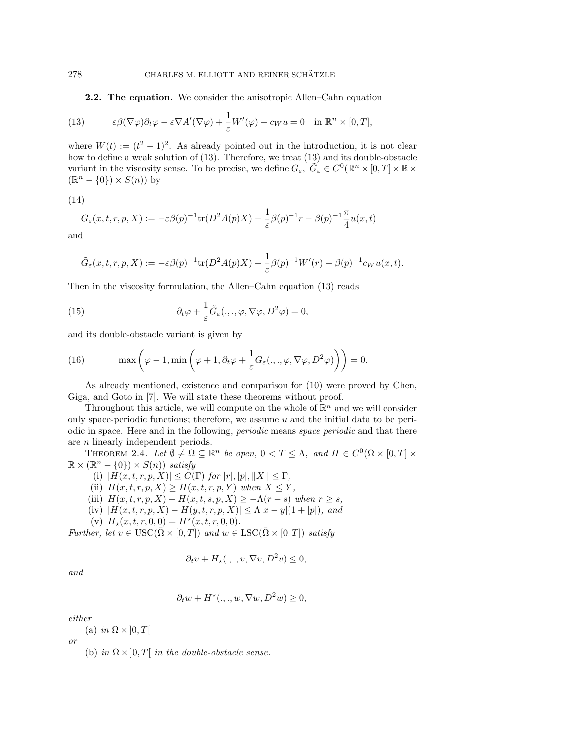**2.2. The equation.** We consider the anisotropic Allen–Cahn equation

$$\varepsilon\beta(\nabla\varphi)\partial_t\varphi - \varepsilon\nabla A'(\nabla\varphi) + \frac{1}{\varepsilon}W'(\varphi) - c_W u = 0 \quad \text{in } \mathbb{R}^n \times [0,T], \tag{13}$$

where $W(t) := (t^2-1)^2$. As already pointed out in the introduction, it is not clear how to define a weak solution of (13). Therefore, we treat (13) and its double-obstacle variant in the viscosity sense. To be precise, we define $G_\varepsilon,\ \tilde{G}_\varepsilon \in C^0(\mathbb{R}^n \times [0,T] \times \mathbb{R} \times (\mathbb{R}^n - \{0\}) \times S(n))$ by

$$G_\varepsilon(x,t,r,p,X) := -\varepsilon\beta(p)^{-1}\mathrm{tr}(D^2A(p)X) - \frac{1}{\varepsilon}\beta(p)^{-1}r - \beta(p)^{-1}\frac{\pi}{4}u(x,t) \tag{14}$$

and

$$\tilde{G}_\varepsilon(x,t,r,p,X) := -\varepsilon\beta(p)^{-1}\mathrm{tr}(D^2A(p)X) + \frac{1}{\varepsilon}\beta(p)^{-1}W'(r) - \beta(p)^{-1}c_W u(x,t).$$

Then in the viscosity formulation, the Allen–Cahn equation (13) reads

$$\partial_t\varphi + \frac{1}{\varepsilon}\tilde{G}_\varepsilon(.,.,\varphi,\nabla\varphi,D^2\varphi) = 0, \tag{15}$$

and its double-obstacle variant is given by

$$\max\left(\varphi - 1, \min\left(\varphi + 1, \partial_t\varphi + \frac{1}{\varepsilon}G_\varepsilon(.,.,\varphi,\nabla\varphi,D^2\varphi)\right)\right) = 0. \tag{16}$$

As already mentioned, existence and comparison for (10) were proved by Chen, Giga, and Goto in [7]. We will state these theorems without proof.

Throughout this article, we will compute on the whole of $\mathbb{R}^n$ and we will consider only space-periodic functions; therefore, we assume $u$ and the initial data to be periodic in space. Here and in the following, *periodic* means *space periodic* and that there are $n$ linearly independent periods.

Theorem 2.4. *Let $\emptyset \neq \Omega \subseteq \mathbb{R}^n$ be open, $0 < T \leq \Lambda$, and $H \in C^0(\Omega \times [0,T] \times \mathbb{R} \times (\mathbb{R}^n - \{0\}) \times S(n))$ satisfy*

(i) $|H(x,t,r,p,X)| \leq C(\Gamma)$ *for* $|r|, |p|, \|X\| \leq \Gamma$,

(ii) $H(x,t,r,p,X) \geq H(x,t,r,p,Y)$ *when* $X \leq Y$,

(iii) $H(x,t,r,p,X) - H(x,t,s,p,X) \geq -\Lambda(r-s)$ *when* $r \geq s$,

(iv) $|H(x,t,r,p,X) - H(y,t,r,p,X)| \leq \Lambda|x-y|(1+|p|)$, *and*

(v) $H_\star(x,t,r,0,0) = H^\star(x,t,r,0,0)$.

*Further, let $v \in \mathrm{USC}(\bar{\Omega} \times [0,T])$ and $w \in \mathrm{LSC}(\bar{\Omega} \times [0,T])$ satisfy*

$$\partial_t v + H_\star(.,.,v,\nabla v,D^2v) \leq 0,$$

*and*

$$\partial_t w + H^\star(.,.,w,\nabla w,D^2w) \geq 0,$$

*either*

(a) *in* $\Omega \times ]0,T[$

*or*

(b) *in* $\Omega \times ]0,T[$ *in the double-obstacle sense.*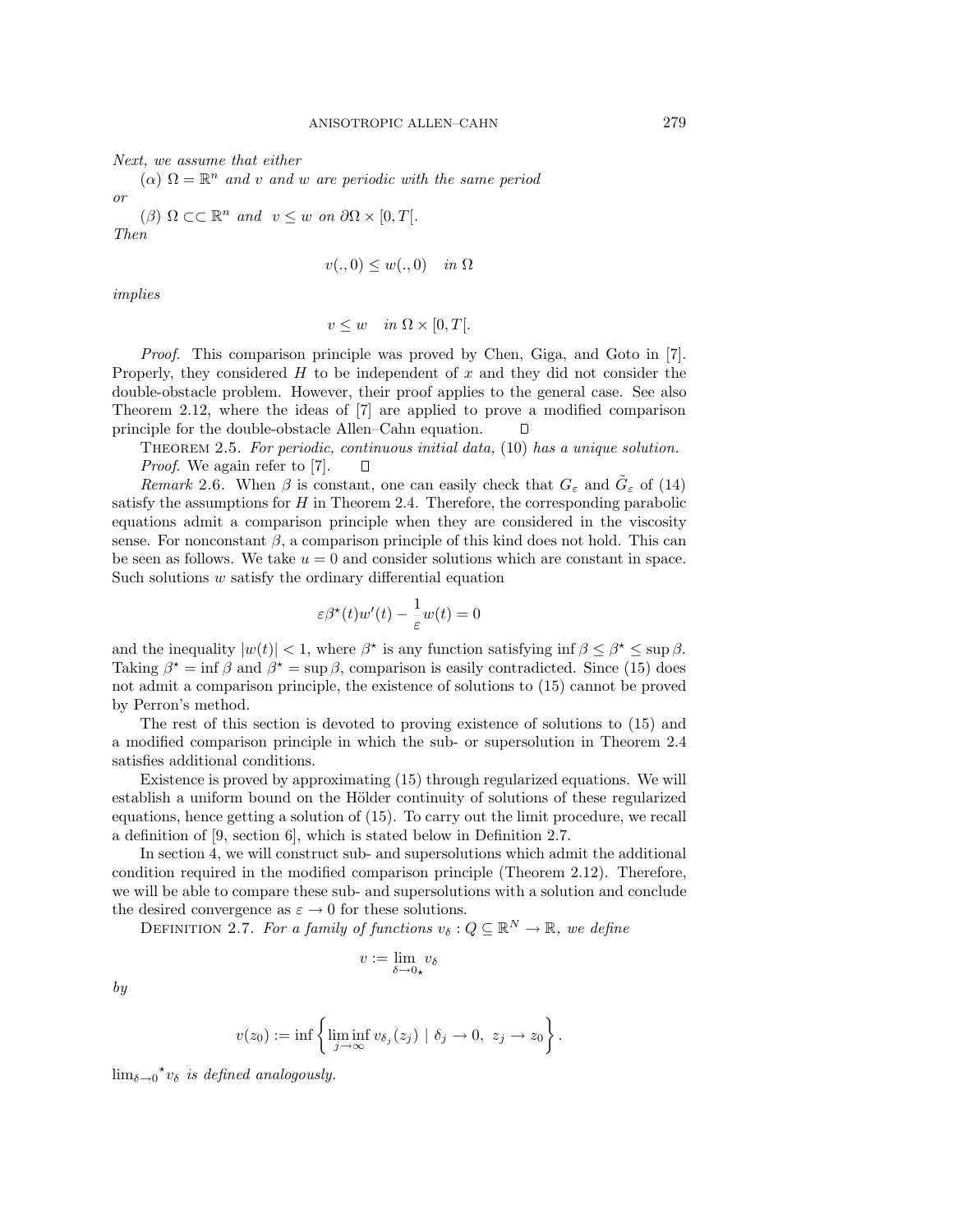*Next, we assume that either*

($\alpha$) $\Omega = \mathbb{R}^n$ *and* $v$ *and* $w$ *are periodic with the same period*

*or*

($\beta$) $\Omega \subset\subset \mathbb{R}^n$ *and* $v \leq w$ *on* $\partial\Omega \times [0, T[$.

*Then*

$$v(.,0) \leq w(.,0) \quad \text{in } \Omega$$

*implies*

$$v \leq w \quad \text{in } \Omega \times [0, T[.$$

*Proof.* This comparison principle was proved by Chen, Giga, and Goto in [7]. Properly, they considered $H$ to be independent of $x$ and they did not consider the double-obstacle problem. However, their proof applies to the general case. See also Theorem 2.12, where the ideas of [7] are applied to prove a modified comparison principle for the double-obstacle Allen–Cahn equation. □

Theorem 2.5. *For periodic, continuous initial data,* (10) *has a unique solution.*

*Proof.* We again refer to [7]. □

*Remark* 2.6. When $\beta$ is constant, one can easily check that $G_\varepsilon$ and $\tilde{G}_\varepsilon$ of (14) satisfy the assumptions for $H$ in Theorem 2.4. Therefore, the corresponding parabolic equations admit a comparison principle when they are considered in the viscosity sense. For nonconstant $\beta$, a comparison principle of this kind does not hold. This can be seen as follows. We take $u = 0$ and consider solutions which are constant in space. Such solutions $w$ satisfy the ordinary differential equation

$$\varepsilon \beta^\star(t) w'(t) - \frac{1}{\varepsilon} w(t) = 0$$

and the inequality $|w(t)| < 1$, where $\beta^\star$ is any function satisfying $\inf \beta \leq \beta^\star \leq \sup \beta$. Taking $\beta^\star = \inf \beta$ and $\beta^\star = \sup \beta$, comparison is easily contradicted. Since (15) does not admit a comparison principle, the existence of solutions to (15) cannot be proved by Perron's method.

The rest of this section is devoted to proving existence of solutions to (15) and a modified comparison principle in which the sub- or supersolution in Theorem 2.4 satisfies additional conditions.

Existence is proved by approximating (15) through regularized equations. We will establish a uniform bound on the Hölder continuity of solutions of these regularized equations, hence getting a solution of (15). To carry out the limit procedure, we recall a definition of [9, section 6], which is stated below in Definition 2.7.

In section 4, we will construct sub- and supersolutions which admit the additional condition required in the modified comparison principle (Theorem 2.12). Therefore, we will be able to compare these sub- and supersolutions with a solution and conclude the desired convergence as $\varepsilon \to 0$ for these solutions.

Definition 2.7. *For a family of functions* $v_\delta : Q \subseteq \mathbb{R}^N \to \mathbb{R}$, *we define*

$$v := \lim_{\delta \to 0_\star} v_\delta$$

*by*

$$v(z_0) := \inf \left\{ \liminf_{j \to \infty} v_{\delta_j}(z_j) \mid \delta_j \to 0,\ z_j \to z_0 \right\}.$$

$\lim_{\delta \to 0}{}^\star v_\delta$ *is defined analogously.*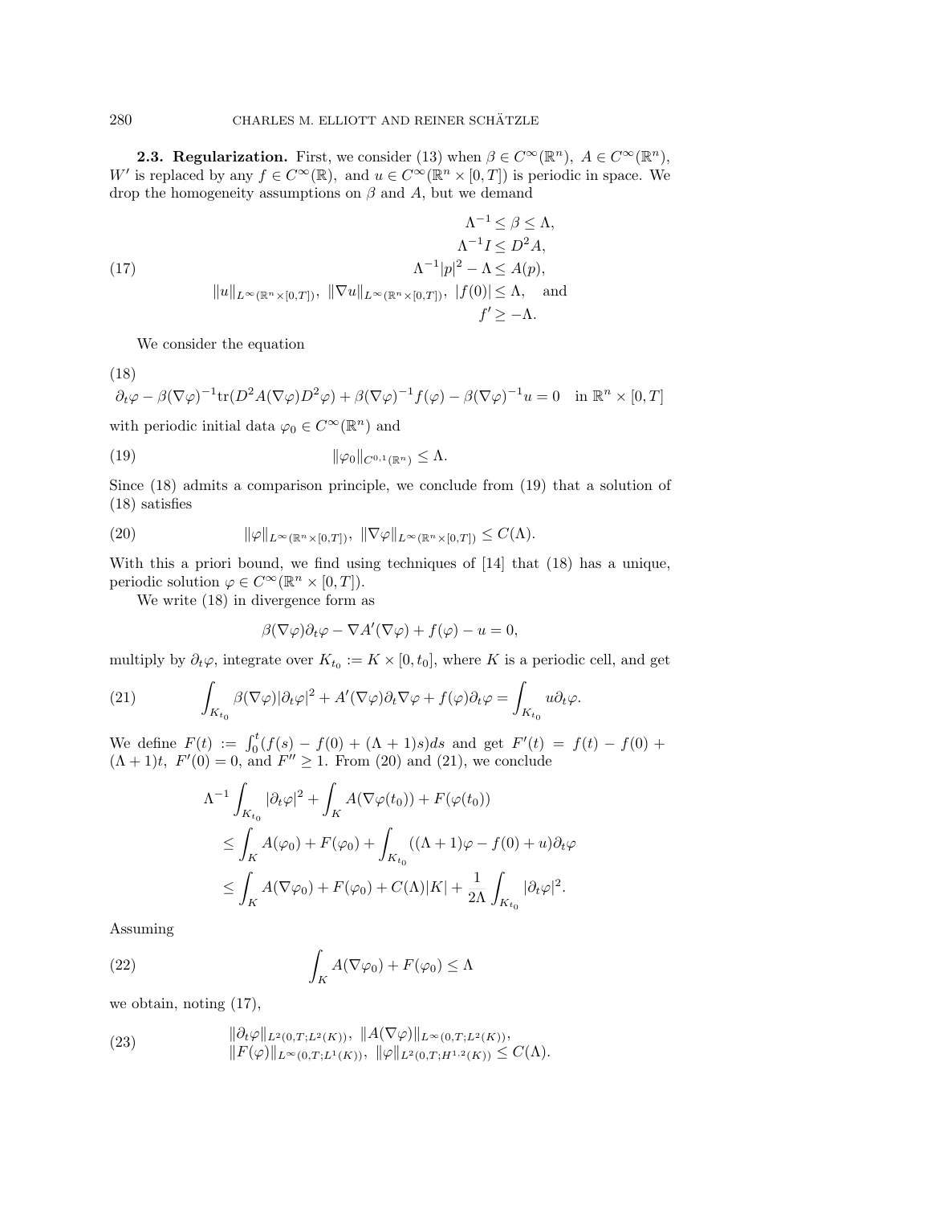**2.3. Regularization.** First, we consider (13) when $\beta \in C^\infty(\mathbb{R}^n)$, $A \in C^\infty(\mathbb{R}^n)$, $W'$ is replaced by any $f \in C^\infty(\mathbb{R})$, and $u \in C^\infty(\mathbb{R}^n \times [0,T])$ is periodic in space. We drop the homogeneity assumptions on $\beta$ and $A$, but we demand

$$
\begin{aligned}
\Lambda^{-1} \leq \beta &\leq \Lambda, \\
\Lambda^{-1} I &\leq D^2 A, \\
\Lambda^{-1}|p|^2 - \Lambda &\leq A(p), \\
\|u\|_{L^\infty(\mathbb{R}^n \times [0,T])},\ \|\nabla u\|_{L^\infty(\mathbb{R}^n \times [0,T])},\ |f(0)| &\leq \Lambda, \quad \text{and} \\
f' &\geq -\Lambda.
\end{aligned}
\tag{17}
$$

We consider the equation

$$
\partial_t \varphi - \beta(\nabla\varphi)^{-1} \operatorname{tr}(D^2 A(\nabla\varphi) D^2\varphi) + \beta(\nabla\varphi)^{-1} f(\varphi) - \beta(\nabla\varphi)^{-1} u = 0 \quad \text{in } \mathbb{R}^n \times [0,T]
\tag{18}
$$

with periodic initial data $\varphi_0 \in C^\infty(\mathbb{R}^n)$ and

$$
\|\varphi_0\|_{C^{0,1}(\mathbb{R}^n)} \leq \Lambda.
\tag{19}
$$

Since (18) admits a comparison principle, we conclude from (19) that a solution of (18) satisfies

$$
\|\varphi\|_{L^\infty(\mathbb{R}^n \times [0,T])},\ \|\nabla\varphi\|_{L^\infty(\mathbb{R}^n \times [0,T])} \leq C(\Lambda).
\tag{20}
$$

With this a priori bound, we find using techniques of [14] that (18) has a unique, periodic solution $\varphi \in C^\infty(\mathbb{R}^n \times [0,T])$.

We write (18) in divergence form as

$$
\beta(\nabla\varphi)\partial_t\varphi - \nabla A'(\nabla\varphi) + f(\varphi) - u = 0,
$$

multiply by $\partial_t\varphi$, integrate over $K_{t_0} := K \times [0, t_0]$, where $K$ is a periodic cell, and get

$$
\int_{K_{t_0}} \beta(\nabla\varphi)|\partial_t\varphi|^2 + A'(\nabla\varphi)\partial_t\nabla\varphi + f(\varphi)\partial_t\varphi = \int_{K_{t_0}} u\partial_t\varphi.
\tag{21}
$$

We define $F(t) := \int_0^t (f(s) - f(0) + (\Lambda+1)s)ds$ and get $F'(t) = f(t) - f(0) + (\Lambda+1)t$, $F'(0) = 0$, and $F'' \geq 1$. From (20) and (21), we conclude

$$
\begin{aligned}
\Lambda^{-1} &\int_{K_{t_0}} |\partial_t\varphi|^2 + \int_K A(\nabla\varphi(t_0)) + F(\varphi(t_0)) \\
&\leq \int_K A(\varphi_0) + F(\varphi_0) + \int_{K_{t_0}} ((\Lambda+1)\varphi - f(0) + u)\partial_t\varphi \\
&\leq \int_K A(\nabla\varphi_0) + F(\varphi_0) + C(\Lambda)|K| + \frac{1}{2\Lambda}\int_{K_{t_0}} |\partial_t\varphi|^2.
\end{aligned}
$$

Assuming

$$
\int_K A(\nabla\varphi_0) + F(\varphi_0) \leq \Lambda
\tag{22}
$$

we obtain, noting (17),

$$
\begin{aligned}
&\|\partial_t\varphi\|_{L^2(0,T;L^2(K))},\ \|A(\nabla\varphi)\|_{L^\infty(0,T;L^2(K))}, \\
&\|F(\varphi)\|_{L^\infty(0,T;L^1(K))},\ \|\varphi\|_{L^2(0,T;H^{1,2}(K))} \leq C(\Lambda).
\end{aligned}
\tag{23}
$$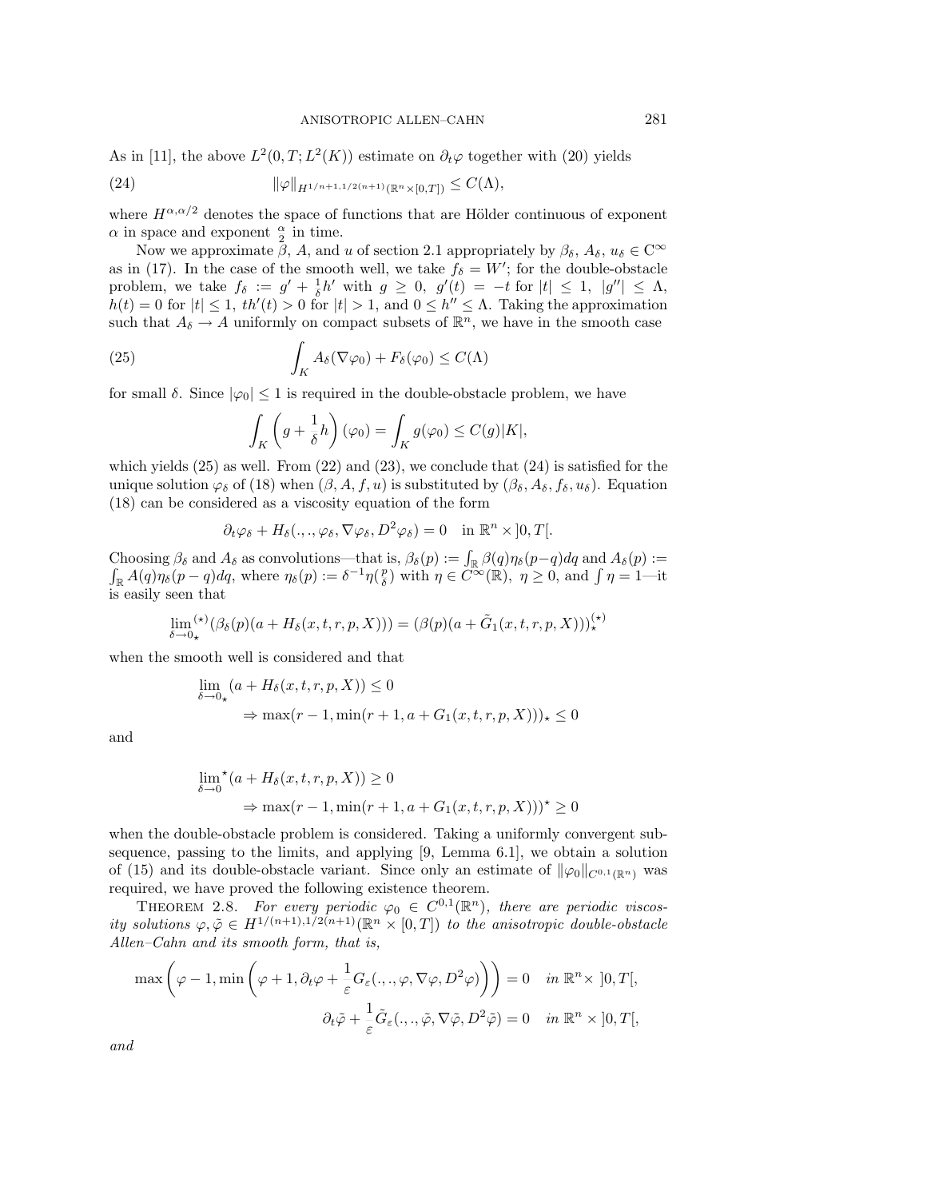As in [11], the above $L^2(0,T;L^2(K))$ estimate on $\partial_t \varphi$ together with (20) yields

$$\|\varphi\|_{H^{1/n+1,1/2(n+1)}(\mathbb{R}^n \times [0,T])} \leq C(\Lambda), \tag{24}$$

where $H^{\alpha,\alpha/2}$ denotes the space of functions that are Hölder continuous of exponent $\alpha$ in space and exponent $\frac{\alpha}{2}$ in time.

Now we approximate $\beta$, $A$, and $u$ of section 2.1 appropriately by $\beta_\delta$, $A_\delta$, $u_\delta \in C^\infty$ as in (17). In the case of the smooth well, we take $f_\delta = W'$; for the double-obstacle problem, we take $f_\delta := g' + \frac{1}{\delta}h'$ with $g \geq 0$, $g'(t) = -t$ for $|t| \leq 1$, $|g''| \leq \Lambda$, $h(t) = 0$ for $|t| \leq 1$, $th'(t) > 0$ for $|t| > 1$, and $0 \leq h'' \leq \Lambda$. Taking the approximation such that $A_\delta \to A$ uniformly on compact subsets of $\mathbb{R}^n$, we have in the smooth case

$$\int_K A_\delta(\nabla \varphi_0) + F_\delta(\varphi_0) \leq C(\Lambda) \tag{25}$$

for small $\delta$. Since $|\varphi_0| \leq 1$ is required in the double-obstacle problem, we have

$$\int_K \left(g + \frac{1}{\delta}h\right)(\varphi_0) = \int_K g(\varphi_0) \leq C(g)|K|,$$

which yields (25) as well. From (22) and (23), we conclude that (24) is satisfied for the unique solution $\varphi_\delta$ of (18) when $(\beta, A, f, u)$ is substituted by $(\beta_\delta, A_\delta, f_\delta, u_\delta)$. Equation (18) can be considered as a viscosity equation of the form

$$\partial_t \varphi_\delta + H_\delta(.,.,\varphi_\delta, \nabla\varphi_\delta, D^2\varphi_\delta) = 0 \quad \text{in } \mathbb{R}^n \times ]0,T[.$$

Choosing $\beta_\delta$ and $A_\delta$ as convolutions—that is, $\beta_\delta(p) := \int_{\mathbb{R}} \beta(q)\eta_\delta(p-q)dq$ and $A_\delta(p) := \int_{\mathbb{R}} A(q)\eta_\delta(p-q)dq$, where $\eta_\delta(p) := \delta^{-1}\eta(\frac{p}{\delta})$ with $\eta \in C^\infty(\mathbb{R})$, $\eta \geq 0$, and $\int \eta = 1$—it is easily seen that

$$\lim_{\delta \to 0_\star}{}^{(\star)}(\beta_\delta(p)(a + H_\delta(x,t,r,p,X))) = (\beta(p)(a + \tilde{G}_1(x,t,r,p,X)))_\star^{(\star)}$$

when the smooth well is considered and that

$$\lim_{\delta \to 0_\star}(a + H_\delta(x,t,r,p,X)) \leq 0$$
$$\Rightarrow \max(r-1, \min(r+1, a + G_1(x,t,r,p,X)))_\star \leq 0$$

and

$$\lim_{\delta \to 0}{}^\star(a + H_\delta(x,t,r,p,X)) \geq 0$$
$$\Rightarrow \max(r-1, \min(r+1, a + G_1(x,t,r,p,X)))^\star \geq 0$$

when the double-obstacle problem is considered. Taking a uniformly convergent subsequence, passing to the limits, and applying [9, Lemma 6.1], we obtain a solution of (15) and its double-obstacle variant. Since only an estimate of $\|\varphi_0\|_{C^{0,1}(\mathbb{R}^n)}$ was required, we have proved the following existence theorem.

**Theorem 2.8.** *For every periodic $\varphi_0 \in C^{0,1}(\mathbb{R}^n)$, there are periodic viscosity solutions $\varphi, \tilde{\varphi} \in H^{1/(n+1),1/2(n+1)}(\mathbb{R}^n \times [0,T])$ to the anisotropic double-obstacle Allen–Cahn and its smooth form, that is,*

$$\max\left(\varphi - 1, \min\left(\varphi + 1, \partial_t\varphi + \frac{1}{\varepsilon}G_\varepsilon(.,.,\varphi,\nabla\varphi,D^2\varphi)\right)\right) = 0 \quad \text{in } \mathbb{R}^n \times\ ]0,T[,$$

$$\partial_t\tilde{\varphi} + \frac{1}{\varepsilon}\tilde{G}_\varepsilon(.,.,\tilde{\varphi},\nabla\tilde{\varphi},D^2\tilde{\varphi}) = 0 \quad \text{in } \mathbb{R}^n \times\ ]0,T[,$$

*and*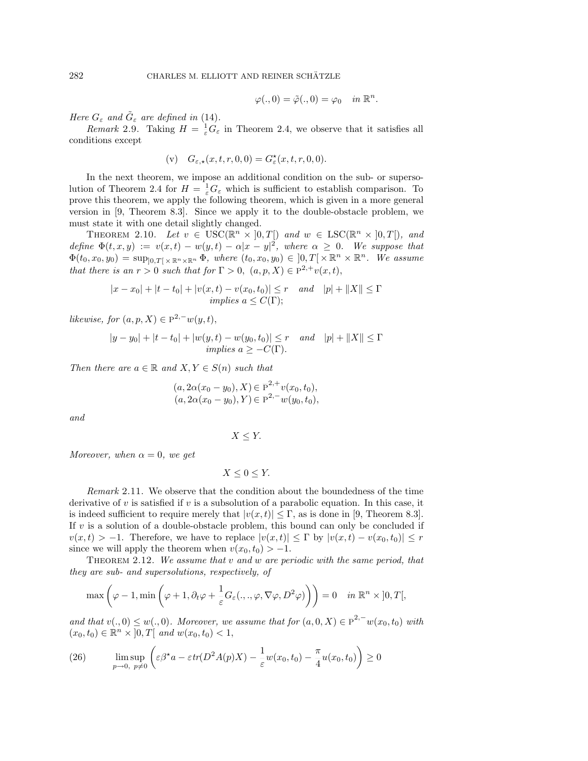$$\varphi(.,0) = \tilde{\varphi}(.,0) = \varphi_0 \quad \text{in } \mathbb{R}^n.$$

*Here $G_\varepsilon$ and $\tilde{G}_\varepsilon$ are defined in* (14).

*Remark* 2.9. Taking $H = \frac{1}{\varepsilon} G_\varepsilon$ in Theorem 2.4, we observe that it satisfies all conditions except

$$\text{(v)} \quad G_{\varepsilon,\star}(x,t,r,0,0) = G_\varepsilon^\star(x,t,r,0,0).$$

In the next theorem, we impose an additional condition on the sub- or supersolution of Theorem 2.4 for $H = \frac{1}{\varepsilon} G_\varepsilon$ which is sufficient to establish comparison. To prove this theorem, we apply the following theorem, which is given in a more general version in [9, Theorem 8.3]. Since we apply it to the double-obstacle problem, we must state it with one detail slightly changed.

THEOREM 2.10. *Let $v \in \mathrm{USC}(\mathbb{R}^n \times ]0,T[)$ and $w \in \mathrm{LSC}(\mathbb{R}^n \times ]0,T[)$, and define $\Phi(t,x,y) := v(x,t) - w(y,t) - \alpha|x-y|^2$, where $\alpha \geq 0$. We suppose that $\Phi(t_0,x_0,y_0) = \sup_{]0,T[\times\mathbb{R}^n\times\mathbb{R}^n} \Phi$, where $(t_0,x_0,y_0) \in ]0,T[\times \mathbb{R}^n \times \mathbb{R}^n$. We assume that there is an $r > 0$ such that for $\Gamma > 0$, $(a,p,X) \in \mathrm{P}^{2,+}v(x,t)$,*

$$|x-x_0| + |t-t_0| + |v(x,t) - v(x_0,t_0)| \leq r \quad \text{and} \quad |p| + \|X\| \leq \Gamma$$
$$\text{implies } a \leq C(\Gamma);$$

*likewise, for $(a,p,X) \in \mathrm{P}^{2,-}w(y,t)$,*

$$|y-y_0| + |t-t_0| + |w(y,t) - w(y_0,t_0)| \leq r \quad \text{and} \quad |p| + \|X\| \leq \Gamma$$
$$\text{implies } a \geq -C(\Gamma).$$

*Then there are $a \in \mathbb{R}$ and $X, Y \in S(n)$ such that*

$$(a, 2\alpha(x_0-y_0), X) \in \mathrm{P}^{2,+}v(x_0,t_0),$$
$$(a, 2\alpha(x_0-y_0), Y) \in \mathrm{P}^{2,-}w(y_0,t_0),$$

*and*

$$X \leq Y.$$

*Moreover, when $\alpha = 0$, we get*

$$X \leq 0 \leq Y.$$

*Remark* 2.11. We observe that the condition about the boundedness of the time derivative of $v$ is satisfied if $v$ is a subsolution of a parabolic equation. In this case, it is indeed sufficient to require merely that $|v(x,t)| \leq \Gamma$, as is done in [9, Theorem 8.3]. If $v$ is a solution of a double-obstacle problem, this bound can only be concluded if $v(x,t) > -1$. Therefore, we have to replace $|v(x,t)| \leq \Gamma$ by $|v(x,t) - v(x_0,t_0)| \leq r$ since we will apply the theorem when $v(x_0,t_0) > -1$.

THEOREM 2.12. *We assume that $v$ and $w$ are periodic with the same period, that they are sub- and supersolutions, respectively, of*

$$\max\left(\varphi - 1, \min\left(\varphi + 1, \partial_t \varphi + \frac{1}{\varepsilon} G_\varepsilon(.,.,\varphi,\nabla\varphi,D^2\varphi)\right)\right) = 0 \quad \text{in } \mathbb{R}^n \times ]0,T[,$$

*and that $v(.,0) \leq w(.,0)$. Moreover, we assume that for $(a,0,X) \in \mathrm{P}^{2,-}w(x_0,t_0)$ with $(x_0,t_0) \in \mathbb{R}^n \times ]0,T[$ and $w(x_0,t_0) < 1$,*

$$\limsup_{p\to 0,\ p\neq 0} \left(\varepsilon\beta^\star a - \varepsilon tr(D^2A(p)X) - \frac{1}{\varepsilon} w(x_0,t_0) - \frac{\pi}{4} u(x_0,t_0)\right) \geq 0 \tag{26}$$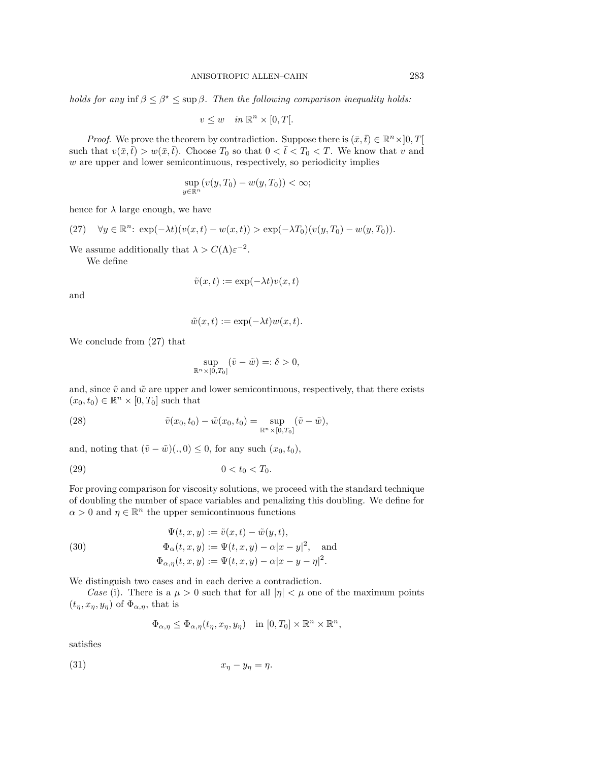*holds for any* $\inf \beta \le \beta^\star \le \sup \beta$*. Then the following comparison inequality holds:*

$$v \le w \quad \text{in } \mathbb{R}^n \times [0, T[.$$

*Proof.* We prove the theorem by contradiction. Suppose there is $(\bar{x}, \bar{t}) \in \mathbb{R}^n \times ]0, T[$ such that $v(\bar{x}, \bar{t}) > w(\bar{x}, \bar{t})$. Choose $T_0$ so that $0 < \bar{t} < T_0 < T$. We know that $v$ and $w$ are upper and lower semicontinuous, respectively, so periodicity implies

$$\sup_{y \in \mathbb{R}^n} (v(y, T_0) - w(y, T_0)) < \infty;$$

hence for $\lambda$ large enough, we have

$$\forall y \in \mathbb{R}^n\colon\ \exp(-\lambda t)(v(x,t) - w(x,t)) > \exp(-\lambda T_0)(v(y, T_0) - w(y, T_0)). \tag{27}$$

We assume additionally that $\lambda > C(\Lambda)\varepsilon^{-2}$.

We define

$$\tilde{v}(x,t) := \exp(-\lambda t) v(x,t)$$

and

$$\tilde{w}(x,t) := \exp(-\lambda t) w(x,t).$$

We conclude from (27) that

$$\sup_{\mathbb{R}^n \times [0, T_0]} (\tilde{v} - \tilde{w}) =: \delta > 0,$$

and, since $\tilde{v}$ and $\tilde{w}$ are upper and lower semicontinuous, respectively, that there exists $(x_0, t_0) \in \mathbb{R}^n \times [0, T_0]$ such that

$$\tilde{v}(x_0, t_0) - \tilde{w}(x_0, t_0) = \sup_{\mathbb{R}^n \times [0, T_0]} (\tilde{v} - \tilde{w}), \tag{28}$$

and, noting that $(\tilde{v} - \tilde{w})(.,0) \le 0$, for any such $(x_0, t_0)$,

$$0 < t_0 < T_0. \tag{29}$$

For proving comparison for viscosity solutions, we proceed with the standard technique of doubling the number of space variables and penalizing this doubling. We define for $\alpha > 0$ and $\eta \in \mathbb{R}^n$ the upper semicontinuous functions

$$\begin{aligned} \Psi(t,x,y) &:= \tilde{v}(x,t) - \tilde{w}(y,t), \\ \Phi_\alpha(t,x,y) &:= \Psi(t,x,y) - \alpha|x-y|^2, \quad \text{and} \\ \Phi_{\alpha,\eta}(t,x,y) &:= \Psi(t,x,y) - \alpha|x-y-\eta|^2. \end{aligned} \tag{30}$$

We distinguish two cases and in each derive a contradiction.

*Case* (i). There is a $\mu > 0$ such that for all $|\eta| < \mu$ one of the maximum points $(t_\eta, x_\eta, y_\eta)$ of $\Phi_{\alpha,\eta}$, that is

$$\Phi_{\alpha,\eta} \le \Phi_{\alpha,\eta}(t_\eta, x_\eta, y_\eta) \quad \text{in } [0, T_0] \times \mathbb{R}^n \times \mathbb{R}^n,$$

satisfies

$$x_\eta - y_\eta = \eta. \tag{31}$$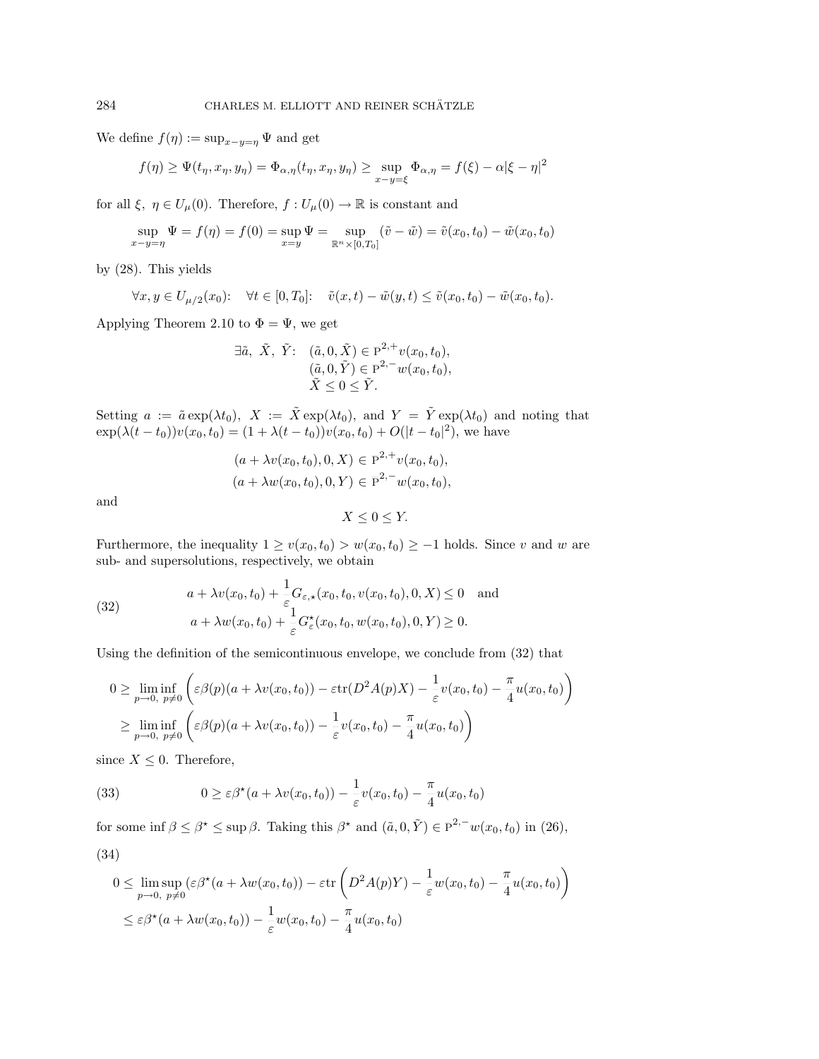We define $f(\eta) := \sup_{x-y=\eta} \Psi$ and get

$$f(\eta) \geq \Psi(t_\eta, x_\eta, y_\eta) = \Phi_{\alpha,\eta}(t_\eta, x_\eta, y_\eta) \geq \sup_{x-y=\xi} \Phi_{\alpha,\eta} = f(\xi) - \alpha|\xi - \eta|^2$$

for all $\xi,\ \eta \in U_\mu(0)$. Therefore, $f : U_\mu(0) \to \mathbb{R}$ is constant and

$$\sup_{x-y=\eta} \Psi = f(\eta) = f(0) = \sup_{x=y} \Psi = \sup_{\mathbb{R}^n \times [0,T_0]} (\tilde{v} - \tilde{w}) = \tilde{v}(x_0, t_0) - \tilde{w}(x_0, t_0)$$

by (28). This yields

$$\forall x, y \in U_{\mu/2}(x_0): \quad \forall t \in [0, T_0]: \quad \tilde{v}(x,t) - \tilde{w}(y,t) \leq \tilde{v}(x_0, t_0) - \tilde{w}(x_0, t_0).$$

Applying Theorem 2.10 to $\Phi = \Psi$, we get

$$\exists \tilde{a},\ \tilde{X},\ \tilde{Y}: \quad \begin{aligned} &(\tilde{a}, 0, \tilde{X}) \in \mathrm{P}^{2,+} v(x_0, t_0), \\ &(\tilde{a}, 0, \tilde{Y}) \in \mathrm{P}^{2,-} w(x_0, t_0), \\ &\tilde{X} \leq 0 \leq \tilde{Y}. \end{aligned}$$

Setting $a := \tilde{a} \exp(\lambda t_0)$, $X := \tilde{X} \exp(\lambda t_0)$, and $Y = \tilde{Y} \exp(\lambda t_0)$ and noting that $\exp(\lambda(t - t_0)) v(x_0, t_0) = (1 + \lambda(t - t_0)) v(x_0, t_0) + O(|t - t_0|^2)$, we have

$$\begin{aligned} &(a + \lambda v(x_0, t_0), 0, X) \in \mathrm{P}^{2,+} v(x_0, t_0), \\ &(a + \lambda w(x_0, t_0), 0, Y) \in \mathrm{P}^{2,-} w(x_0, t_0), \end{aligned}$$

and

$$X \leq 0 \leq Y.$$

Furthermore, the inequality $1 \geq v(x_0, t_0) > w(x_0, t_0) \geq -1$ holds. Since $v$ and $w$ are sub- and supersolutions, respectively, we obtain

$$\begin{aligned} &a + \lambda v(x_0, t_0) + \frac{1}{\varepsilon} G_{\varepsilon,\star}(x_0, t_0, v(x_0, t_0), 0, X) \leq 0 \quad \text{and} \\ &a + \lambda w(x_0, t_0) + \frac{1}{\varepsilon} G_\varepsilon^\star(x_0, t_0, w(x_0, t_0), 0, Y) \geq 0. \end{aligned} \tag{32}$$

Using the definition of the semicontinuous envelope, we conclude from (32) that

$$\begin{aligned} 0 &\geq \liminf_{p \to 0,\ p \neq 0} \left( \varepsilon \beta(p)(a + \lambda v(x_0, t_0)) - \varepsilon \mathrm{tr}(D^2 A(p) X) - \frac{1}{\varepsilon} v(x_0, t_0) - \frac{\pi}{4} u(x_0, t_0) \right) \\ &\geq \liminf_{p \to 0,\ p \neq 0} \left( \varepsilon \beta(p)(a + \lambda v(x_0, t_0)) - \frac{1}{\varepsilon} v(x_0, t_0) - \frac{\pi}{4} u(x_0, t_0) \right) \end{aligned}$$

since $X \leq 0$. Therefore,

$$0 \geq \varepsilon \beta^\star (a + \lambda v(x_0, t_0)) - \frac{1}{\varepsilon} v(x_0, t_0) - \frac{\pi}{4} u(x_0, t_0) \tag{33}$$

for some $\inf \beta \leq \beta^\star \leq \sup \beta$. Taking this $\beta^\star$ and $(\tilde{a}, 0, \tilde{Y}) \in \mathrm{P}^{2,-} w(x_0, t_0)$ in (26),

$$\begin{aligned} 0 &\leq \limsup_{p \to 0,\ p \neq 0} (\varepsilon \beta^\star (a + \lambda w(x_0, t_0)) - \varepsilon \mathrm{tr} \left( D^2 A(p) Y) - \frac{1}{\varepsilon} w(x_0, t_0) - \frac{\pi}{4} u(x_0, t_0) \right) \\ &\leq \varepsilon \beta^\star (a + \lambda w(x_0, t_0)) - \frac{1}{\varepsilon} w(x_0, t_0) - \frac{\pi}{4} u(x_0, t_0) \end{aligned} \tag{34}$$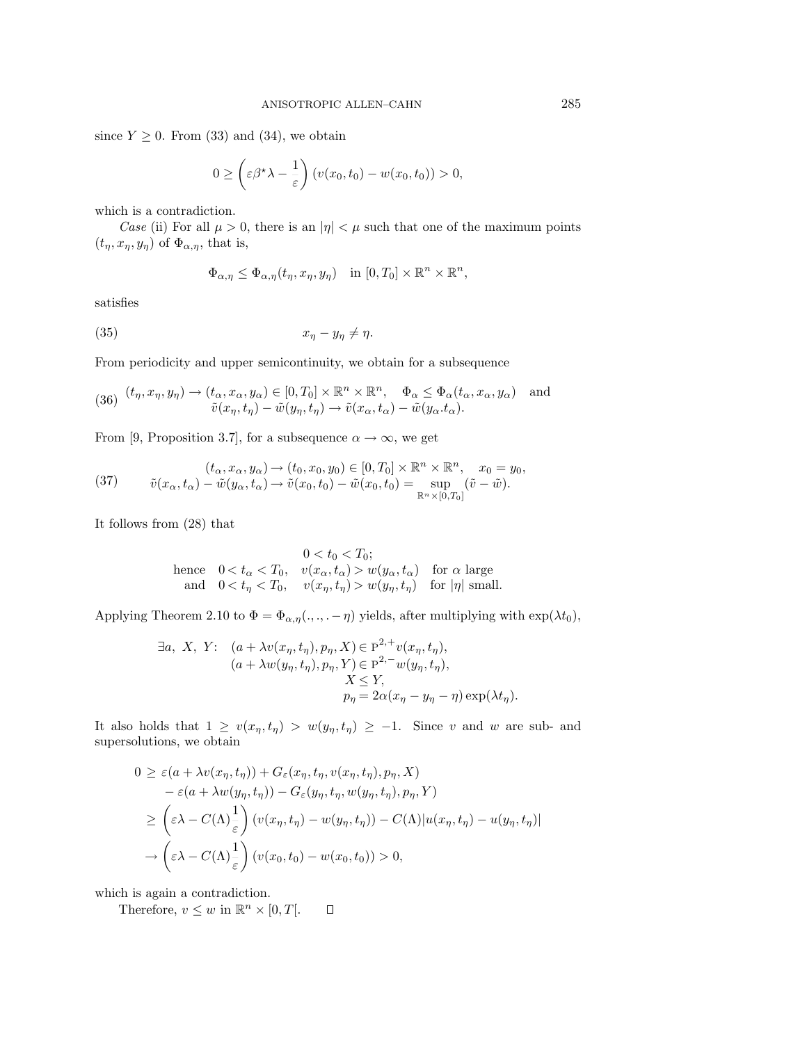since $Y \geq 0$. From (33) and (34), we obtain

$$0 \geq \left(\varepsilon\beta^\star\lambda - \frac{1}{\varepsilon}\right)(v(x_0,t_0) - w(x_0,t_0)) > 0,$$

which is a contradiction.

*Case* (ii) For all $\mu > 0$, there is an $|\eta| < \mu$ such that one of the maximum points $(t_\eta, x_\eta, y_\eta)$ of $\Phi_{\alpha,\eta}$, that is,

$$\Phi_{\alpha,\eta} \leq \Phi_{\alpha,\eta}(t_\eta, x_\eta, y_\eta) \quad \text{in } [0,T_0] \times \mathbb{R}^n \times \mathbb{R}^n,$$

satisfies

$$x_\eta - y_\eta \neq \eta. \tag{35}$$

From periodicity and upper semicontinuity, we obtain for a subsequence

$$\begin{aligned} &(t_\eta, x_\eta, y_\eta) \to (t_\alpha, x_\alpha, y_\alpha) \in [0,T_0] \times \mathbb{R}^n \times \mathbb{R}^n, \quad \Phi_\alpha \leq \Phi_\alpha(t_\alpha, x_\alpha, y_\alpha) \quad \text{and} \\ &\tilde{v}(x_\eta, t_\eta) - \tilde{w}(y_\eta, t_\eta) \to \tilde{v}(x_\alpha, t_\alpha) - \tilde{w}(y_\alpha.t_\alpha). \end{aligned} \tag{36}$$

From [9, Proposition 3.7], for a subsequence $\alpha \to \infty$, we get

$$\begin{aligned} (t_\alpha, x_\alpha, y_\alpha) &\to (t_0, x_0, y_0) \in [0,T_0] \times \mathbb{R}^n \times \mathbb{R}^n, \quad x_0 = y_0, \\ \tilde{v}(x_\alpha, t_\alpha) - \tilde{w}(y_\alpha, t_\alpha) &\to \tilde{v}(x_0,t_0) - \tilde{w}(x_0,t_0) = \sup_{\mathbb{R}^n \times [0,T_0]} (\tilde{v} - \tilde{w}). \end{aligned} \tag{37}$$

It follows from (28) that

$$\begin{aligned} &0 < t_0 < T_0; \\ \text{hence} \quad &0 < t_\alpha < T_0, \quad v(x_\alpha, t_\alpha) > w(y_\alpha, t_\alpha) \quad \text{for } \alpha \text{ large} \\ \text{and} \quad &0 < t_\eta < T_0, \quad v(x_\eta, t_\eta) > w(y_\eta, t_\eta) \quad \text{for } |\eta| \text{ small.} \end{aligned}$$

Applying Theorem 2.10 to $\Phi = \Phi_{\alpha,\eta}(.,.,.-\eta)$ yields, after multiplying with $\exp(\lambda t_0)$,

$$\begin{aligned} \exists a,\ X,\ Y\colon \quad &(a + \lambda v(x_\eta, t_\eta), p_\eta, X) \in \mathrm{P}^{2,+} v(x_\eta, t_\eta), \\ &(a + \lambda w(y_\eta, t_\eta), p_\eta, Y) \in \mathrm{P}^{2,-} w(y_\eta, t_\eta), \\ &X \leq Y, \\ &p_\eta = 2\alpha(x_\eta - y_\eta - \eta)\exp(\lambda t_\eta). \end{aligned}$$

It also holds that $1 \geq v(x_\eta, t_\eta) > w(y_\eta, t_\eta) \geq -1$. Since $v$ and $w$ are sub- and supersolutions, we obtain

$$\begin{aligned} 0 &\geq \varepsilon(a + \lambda v(x_\eta, t_\eta)) + G_\varepsilon(x_\eta, t_\eta, v(x_\eta, t_\eta), p_\eta, X) \\ &\quad - \varepsilon(a + \lambda w(y_\eta, t_\eta)) - G_\varepsilon(y_\eta, t_\eta, w(y_\eta, t_\eta), p_\eta, Y) \\ &\geq \left(\varepsilon\lambda - C(\Lambda)\frac{1}{\varepsilon}\right)(v(x_\eta, t_\eta) - w(y_\eta, t_\eta)) - C(\Lambda)|u(x_\eta, t_\eta) - u(y_\eta, t_\eta)| \\ &\to \left(\varepsilon\lambda - C(\Lambda)\frac{1}{\varepsilon}\right)(v(x_0,t_0) - w(x_0,t_0)) > 0, \end{aligned}$$

which is again a contradiction.

Therefore, $v \leq w$ in $\mathbb{R}^n \times [0, T[$. $\square$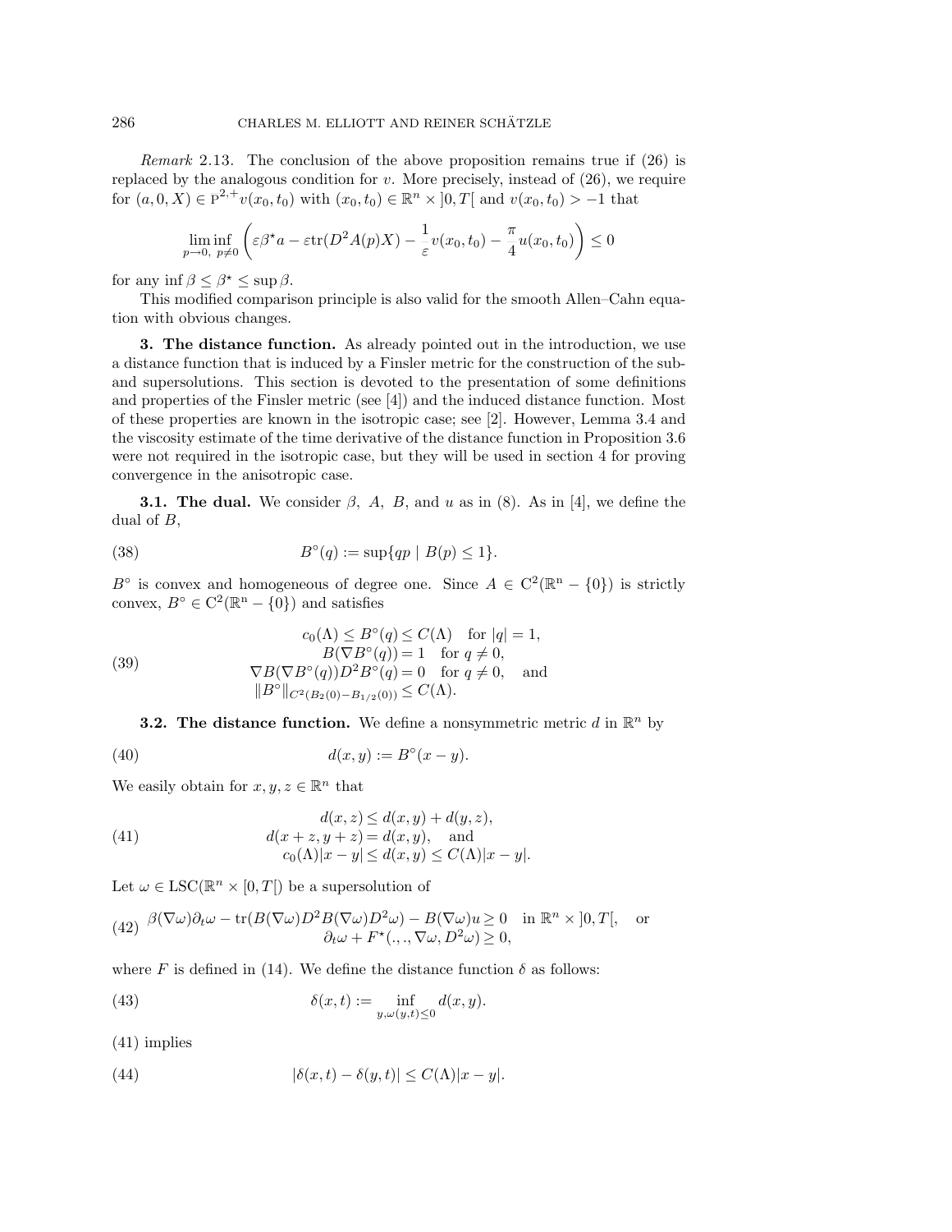*Remark* 2.13. The conclusion of the above proposition remains true if (26) is replaced by the analogous condition for $v$. More precisely, instead of (26), we require for $(a, 0, X) \in \bar{\mathrm{P}}^{2,+}v(x_0, t_0)$ with $(x_0, t_0) \in \mathbb{R}^n \times ]0, T[$ and $v(x_0, t_0) > -1$ that

$$\liminf_{p \to 0,\ p \neq 0} \left( \varepsilon \beta^\star a - \varepsilon \mathrm{tr}(D^2 A(p) X) - \frac{1}{\varepsilon} v(x_0, t_0) - \frac{\pi}{4} u(x_0, t_0) \right) \leq 0$$

for any $\inf \beta \leq \beta^\star \leq \sup \beta$.

This modified comparison principle is also valid for the smooth Allen–Cahn equation with obvious changes.

## 3. The distance function.

As already pointed out in the introduction, we use a distance function that is induced by a Finsler metric for the construction of the sub- and supersolutions. This section is devoted to the presentation of some definitions and properties of the Finsler metric (see [4]) and the induced distance function. Most of these properties are known in the isotropic case; see [2]. However, Lemma 3.4 and the viscosity estimate of the time derivative of the distance function in Proposition 3.6 were not required in the isotropic case, but they will be used in section 4 for proving convergence in the anisotropic case.

### 3.1. The dual.

We consider $\beta$, $A$, $B$, and $u$ as in (8). As in [4], we define the dual of $B$,

$$B^\circ(q) := \sup\{qp \mid B(p) \leq 1\}. \tag{38}$$

$B^\circ$ is convex and homogeneous of degree one. Since $A \in \mathrm{C}^2(\mathbb{R}^n - \{0\})$ is strictly convex, $B^\circ \in \mathrm{C}^2(\mathbb{R}^n - \{0\})$ and satisfies

$$\begin{aligned} c_0(\Lambda) \leq B^\circ(q) &\leq C(\Lambda) \quad \text{for } |q| = 1, \\ B(\nabla B^\circ(q)) &= 1 \quad \text{for } q \neq 0, \\ \nabla B(\nabla B^\circ(q)) D^2 B^\circ(q) &= 0 \quad \text{for } q \neq 0, \quad \text{and} \\ \|B^\circ\|_{C^2(B_2(0) - B_{1/2}(0))} &\leq C(\Lambda). \end{aligned} \tag{39}$$

### 3.2. The distance function.

We define a nonsymmetric metric $d$ in $\mathbb{R}^n$ by

$$d(x, y) := B^\circ(x - y). \tag{40}$$

We easily obtain for $x, y, z \in \mathbb{R}^n$ that

$$\begin{aligned} d(x, z) &\leq d(x, y) + d(y, z), \\ d(x + z, y + z) &= d(x, y), \quad \text{and} \\ c_0(\Lambda)|x - y| &\leq d(x, y) \leq C(\Lambda)|x - y|. \end{aligned} \tag{41}$$

Let $\omega \in \mathrm{LSC}(\mathbb{R}^n \times [0, T[)$ be a supersolution of

$$\begin{aligned} \beta(\nabla \omega) \partial_t \omega - \mathrm{tr}(B(\nabla \omega) D^2 B(\nabla \omega) D^2 \omega) - B(\nabla \omega) u \geq 0 \quad &\text{in } \mathbb{R}^n \times ]0, T[, \quad \text{or} \\ \partial_t \omega + F^\star(.,., \nabla \omega, D^2 \omega) \geq 0, \quad & \end{aligned} \tag{42}$$

where $F$ is defined in (14). We define the distance function $\delta$ as follows:

$$\delta(x, t) := \inf_{y, \omega(y,t) \leq 0} d(x, y). \tag{43}$$

(41) implies

$$|\delta(x, t) - \delta(y, t)| \leq C(\Lambda)|x - y|. \tag{44}$$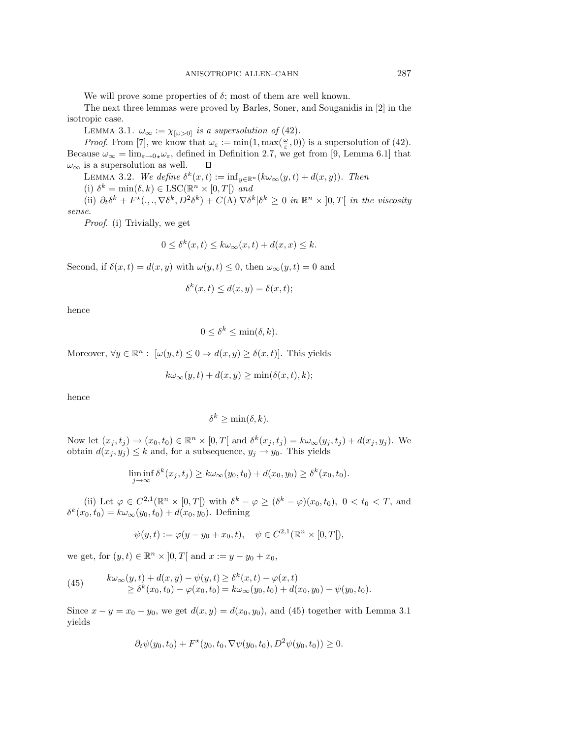We will prove some properties of $\delta$; most of them are well known.

The next three lemmas were proved by Barles, Soner, and Souganidis in [2] in the isotropic case.

LEMMA 3.1. *$\omega_\infty := \chi_{[\omega>0]}$ is a supersolution of* (42).

*Proof.* From [7], we know that $\omega_\varepsilon := \min(1, \max(\frac{\omega}{\varepsilon}, 0))$ is a supersolution of (42). Because $\omega_\infty = \lim_{\varepsilon\to 0\star}\omega_\varepsilon$, defined in Definition 2.7, we get from [9, Lemma 6.1] that $\omega_\infty$ is a supersolution as well. $\square$

LEMMA 3.2. *We define $\delta^k(x,t) := \inf_{y\in\mathbb{R}^n}(k\omega_\infty(y,t) + d(x,y))$. Then*

(i) *$\delta^k = \min(\delta, k) \in \mathrm{LSC}(\mathbb{R}^n \times [0,T[)$ and*

(ii) *$\partial_t\delta^k + F^\star(.,.,\nabla\delta^k, D^2\delta^k) + C(\Lambda)|\nabla\delta^k|\delta^k \geq 0$ in $\mathbb{R}^n \times ]0,T[$ in the viscosity sense.*

*Proof.* (i) Trivially, we get

$$0 \leq \delta^k(x,t) \leq k\omega_\infty(x,t) + d(x,x) \leq k.$$

Second, if $\delta(x,t) = d(x,y)$ with $\omega(y,t) \leq 0$, then $\omega_\infty(y,t) = 0$ and

$$\delta^k(x,t) \leq d(x,y) = \delta(x,t);$$

hence

$$0 \leq \delta^k \leq \min(\delta, k).$$

Moreover, $\forall y \in \mathbb{R}^n :\ [\omega(y,t) \leq 0 \Rightarrow d(x,y) \geq \delta(x,t)]$. This yields

$$k\omega_\infty(y,t) + d(x,y) \geq \min(\delta(x,t), k);$$

hence

$$\delta^k \geq \min(\delta, k).$$

Now let $(x_j,t_j) \to (x_0,t_0) \in \mathbb{R}^n \times [0,T[$ and $\delta^k(x_j,t_j) = k\omega_\infty(y_j,t_j) + d(x_j,y_j)$. We obtain $d(x_j,y_j) \leq k$ and, for a subsequence, $y_j \to y_0$. This yields

$$\liminf_{j\to\infty} \delta^k(x_j,t_j) \geq k\omega_\infty(y_0,t_0) + d(x_0,y_0) \geq \delta^k(x_0,t_0).$$

(ii) Let $\varphi \in C^{2,1}(\mathbb{R}^n \times [0,T[)$ with $\delta^k - \varphi \geq (\delta^k - \varphi)(x_0,t_0),\ 0 < t_0 < T$, and $\delta^k(x_0,t_0) = k\omega_\infty(y_0,t_0) + d(x_0,y_0)$. Defining

$$\psi(y,t) := \varphi(y - y_0 + x_0, t), \quad \psi \in C^{2,1}(\mathbb{R}^n \times [0,T[),$$

we get, for $(y,t) \in \mathbb{R}^n \times ]0,T[$ and $x := y - y_0 + x_0$,

$$\begin{aligned} k\omega_\infty(y,t) + d(x,y) - \psi(y,t) &\geq \delta^k(x,t) - \varphi(x,t) \\ &\geq \delta^k(x_0,t_0) - \varphi(x_0,t_0) = k\omega_\infty(y_0,t_0) + d(x_0,y_0) - \psi(y_0,t_0). \end{aligned} \tag{45}$$

Since $x - y = x_0 - y_0$, we get $d(x,y) = d(x_0,y_0)$, and (45) together with Lemma 3.1 yields

$$\partial_t\psi(y_0,t_0) + F^\star(y_0,t_0,\nabla\psi(y_0,t_0), D^2\psi(y_0,t_0)) \geq 0.$$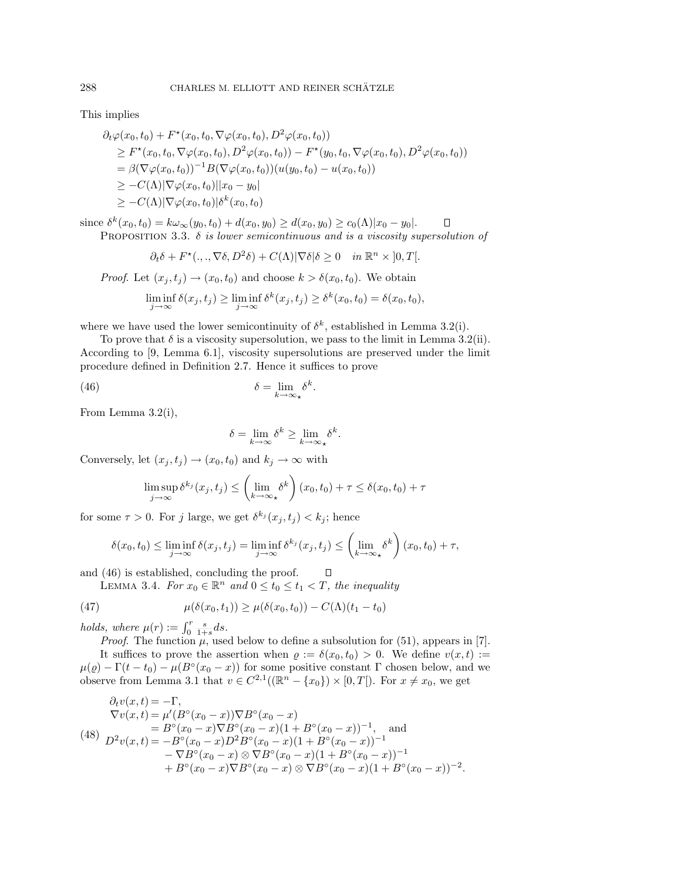This implies

$$
\begin{aligned}
&\partial_t \varphi(x_0,t_0) + F^\star(x_0,t_0,\nabla\varphi(x_0,t_0),D^2\varphi(x_0,t_0)) \\
&\quad \geq F^\star(x_0,t_0,\nabla\varphi(x_0,t_0),D^2\varphi(x_0,t_0)) - F^\star(y_0,t_0,\nabla\varphi(x_0,t_0),D^2\varphi(x_0,t_0)) \\
&\quad = \beta(\nabla\varphi(x_0,t_0))^{-1}B(\nabla\varphi(x_0,t_0))(u(y_0,t_0)-u(x_0,t_0)) \\
&\quad \geq -C(\Lambda)|\nabla\varphi(x_0,t_0)||x_0-y_0| \\
&\quad \geq -C(\Lambda)|\nabla\varphi(x_0,t_0)|\delta^k(x_0,t_0)
\end{aligned}
$$

since $\delta^k(x_0,t_0) = k\omega_\infty(y_0,t_0) + d(x_0,y_0) \geq d(x_0,y_0) \geq c_0(\Lambda)|x_0-y_0|$. $\square$

Proposition 3.3. *$\delta$ is lower semicontinuous and is a viscosity supersolution of*

$$
\partial_t\delta + F^\star(.,.,\nabla\delta,D^2\delta) + C(\Lambda)|\nabla\delta|\delta \geq 0 \quad \textit{in } \mathbb{R}^n\times]0,T[.
$$

*Proof.* Let $(x_j,t_j)\to(x_0,t_0)$ and choose $k>\delta(x_0,t_0)$. We obtain

$$
\liminf_{j\to\infty}\delta(x_j,t_j) \geq \liminf_{j\to\infty}\delta^k(x_j,t_j) \geq \delta^k(x_0,t_0) = \delta(x_0,t_0),
$$

where we have used the lower semicontinuity of $\delta^k$, established in Lemma 3.2(i).

To prove that $\delta$ is a viscosity supersolution, we pass to the limit in Lemma 3.2(ii). According to [9, Lemma 6.1], viscosity supersolutions are preserved under the limit procedure defined in Definition 2.7. Hence it suffices to prove

$$
\delta = \lim_{k\to\infty_\star}\delta^k. \tag{46}
$$

From Lemma 3.2(i),

$$
\delta = \lim_{k\to\infty}\delta^k \geq \lim_{k\to\infty_\star}\delta^k.
$$

Conversely, let $(x_j,t_j)\to(x_0,t_0)$ and $k_j\to\infty$ with

$$
\limsup_{j\to\infty}\delta^{k_j}(x_j,t_j) \leq \left(\lim_{k\to\infty_\star}\delta^k\right)(x_0,t_0)+\tau \leq \delta(x_0,t_0)+\tau
$$

for some $\tau>0$. For $j$ large, we get $\delta^{k_j}(x_j,t_j)<k_j$; hence

$$
\delta(x_0,t_0) \leq \liminf_{j\to\infty}\delta(x_j,t_j) = \liminf_{j\to\infty}\delta^{k_j}(x_j,t_j) \leq \left(\lim_{k\to\infty_\star}\delta^k\right)(x_0,t_0)+\tau,
$$

and (46) is established, concluding the proof. $\square$

Lemma 3.4. *For $x_0\in\mathbb{R}^n$ and $0\leq t_0\leq t_1<T$, the inequality*

$$
\mu(\delta(x_0,t_1)) \geq \mu(\delta(x_0,t_0)) - C(\Lambda)(t_1-t_0) \tag{47}
$$

*holds, where $\mu(r) := \int_0^r \frac{s}{1+s}ds$.*

*Proof.* The function $\mu$, used below to define a subsolution for (51), appears in [7].

It suffices to prove the assertion when $\varrho := \delta(x_0,t_0)>0$. We define $v(x,t) := \mu(\varrho) - \Gamma(t-t_0) - \mu(B^\circ(x_0-x))$ for some positive constant $\Gamma$ chosen below, and we observe from Lemma 3.1 that $v\in C^{2,1}((\mathbb{R}^n-\{x_0\})\times[0,T[)$. For $x\neq x_0$, we get

$$
\begin{aligned}
\partial_t v(x,t) &= -\Gamma, \\
\nabla v(x,t) &= \mu'(B^\circ(x_0-x))\nabla B^\circ(x_0-x) \\
&= B^\circ(x_0-x)\nabla B^\circ(x_0-x)(1+B^\circ(x_0-x))^{-1}, \quad \text{and} \\
D^2 v(x,t) &= -B^\circ(x_0-x)D^2B^\circ(x_0-x)(1+B^\circ(x_0-x))^{-1} \\
&\quad - \nabla B^\circ(x_0-x)\otimes\nabla B^\circ(x_0-x)(1+B^\circ(x_0-x))^{-1} \\
&\quad + B^\circ(x_0-x)\nabla B^\circ(x_0-x)\otimes\nabla B^\circ(x_0-x)(1+B^\circ(x_0-x))^{-2}.
\end{aligned} \tag{48}
$$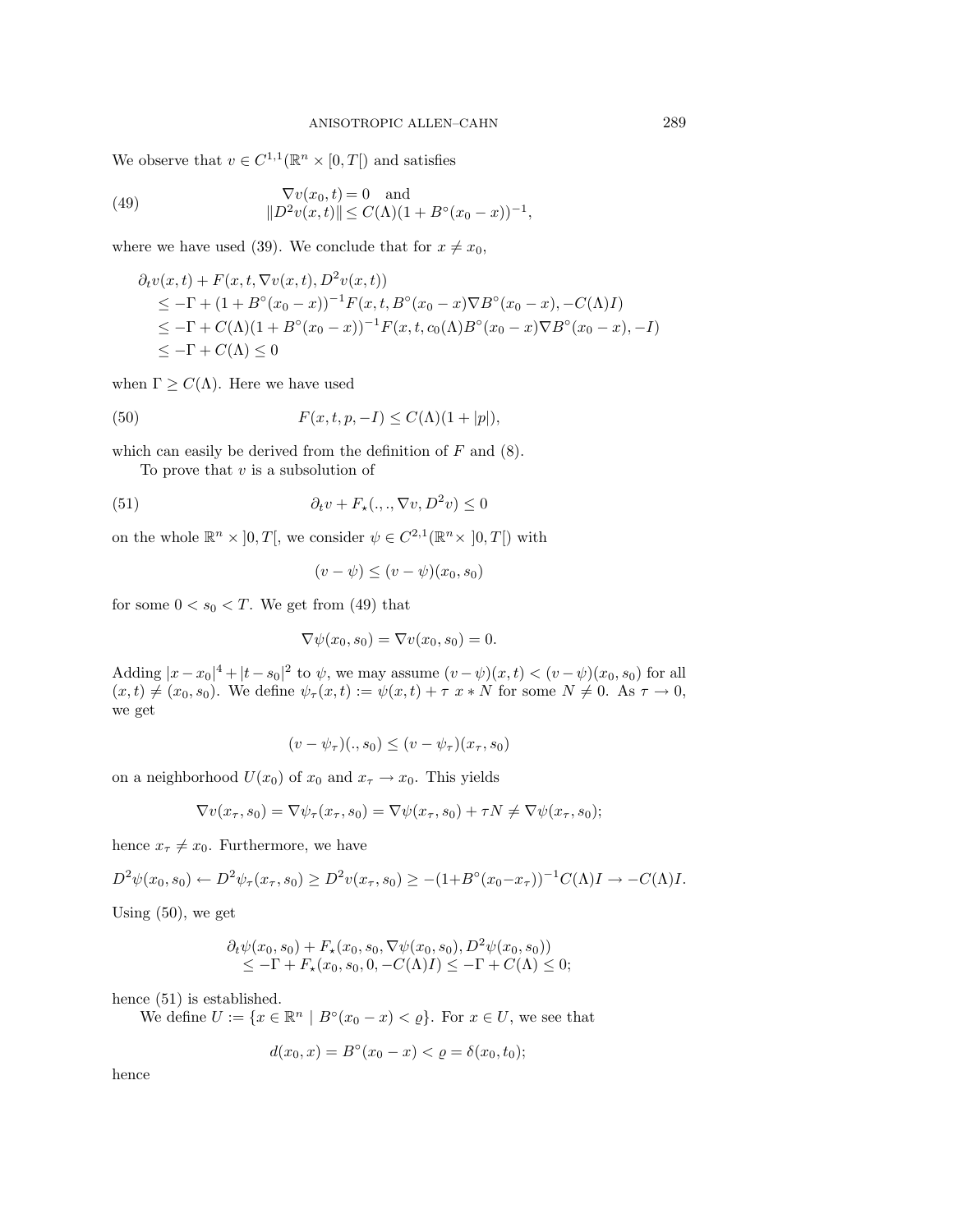We observe that $v \in C^{1,1}(\mathbb{R}^n \times [0,T[)$ and satisfies

$$
\nabla v(x_0,t) = 0 \quad \text{and} \\
\|D^2 v(x,t)\| \leq C(\Lambda)(1 + B^\circ(x_0 - x))^{-1}, \tag{49}
$$

where we have used (39). We conclude that for $x \neq x_0$,

$$
\begin{aligned}
&\partial_t v(x,t) + F(x,t,\nabla v(x,t), D^2 v(x,t)) \\
&\quad \leq -\Gamma + (1 + B^\circ(x_0 - x))^{-1} F(x,t,B^\circ(x_0 - x)\nabla B^\circ(x_0 - x), -C(\Lambda)I) \\
&\quad \leq -\Gamma + C(\Lambda)(1 + B^\circ(x_0 - x))^{-1} F(x,t,c_0(\Lambda)B^\circ(x_0 - x)\nabla B^\circ(x_0 - x), -I) \\
&\quad \leq -\Gamma + C(\Lambda) \leq 0
\end{aligned}
$$

when $\Gamma \geq C(\Lambda)$. Here we have used

$$
F(x,t,p,-I) \leq C(\Lambda)(1 + |p|), \tag{50}
$$

which can easily be derived from the definition of $F$ and (8).

To prove that $v$ is a subsolution of

$$
\partial_t v + F_\star(.,.,\nabla v, D^2 v) \leq 0 \tag{51}
$$

on the whole $\mathbb{R}^n \times ]0,T[$, we consider $\psi \in C^{2,1}(\mathbb{R}^n \times ]0,T[)$ with

$$
(v - \psi) \leq (v - \psi)(x_0, s_0)
$$

for some $0 < s_0 < T$. We get from (49) that

$$
\nabla \psi(x_0, s_0) = \nabla v(x_0, s_0) = 0.
$$

Adding $|x - x_0|^4 + |t - s_0|^2$ to $\psi$, we may assume $(v - \psi)(x,t) < (v - \psi)(x_0, s_0)$ for all $(x,t) \neq (x_0, s_0)$. We define $\psi_\tau(x,t) := \psi(x,t) + \tau \; x * N$ for some $N \neq 0$. As $\tau \to 0$, we get

$$
(v - \psi_\tau)(.,s_0) \leq (v - \psi_\tau)(x_\tau, s_0)
$$

on a neighborhood $U(x_0)$ of $x_0$ and $x_\tau \to x_0$. This yields

$$
\nabla v(x_\tau, s_0) = \nabla \psi_\tau(x_\tau, s_0) = \nabla \psi(x_\tau, s_0) + \tau N \neq \nabla \psi(x_\tau, s_0);
$$

hence $x_\tau \neq x_0$. Furthermore, we have

$$
D^2 \psi(x_0, s_0) \leftarrow D^2 \psi_\tau(x_\tau, s_0) \geq D^2 v(x_\tau, s_0) \geq -(1 + B^\circ(x_0 - x_\tau))^{-1} C(\Lambda) I \to -C(\Lambda) I.
$$

Using (50), we get

$$
\begin{aligned}
&\partial_t \psi(x_0, s_0) + F_\star(x_0, s_0, \nabla \psi(x_0, s_0), D^2 \psi(x_0, s_0)) \\
&\quad \leq -\Gamma + F_\star(x_0, s_0, 0, -C(\Lambda)I) \leq -\Gamma + C(\Lambda) \leq 0;
\end{aligned}
$$

hence (51) is established.

We define $U := \{x \in \mathbb{R}^n \mid B^\circ(x_0 - x) < \varrho\}$. For $x \in U$, we see that

$$
d(x_0, x) = B^\circ(x_0 - x) < \varrho = \delta(x_0, t_0);
$$

hence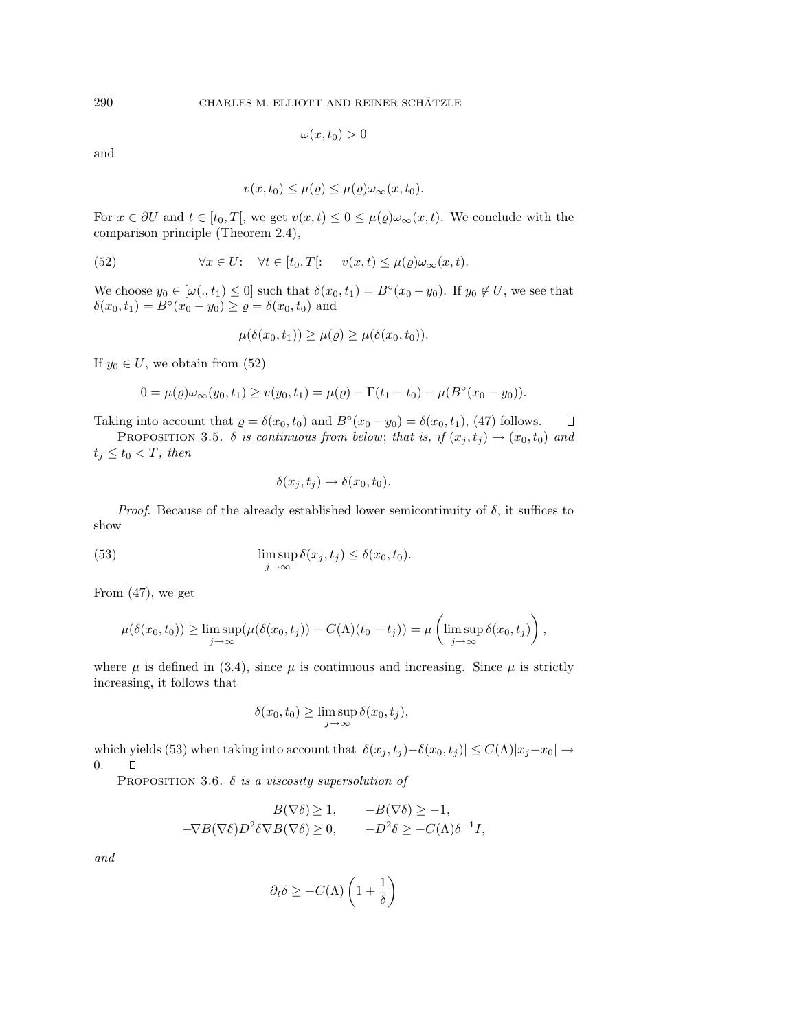$$\omega(x, t_0) > 0$$

and

$$v(x, t_0) \leq \mu(\varrho) \leq \mu(\varrho)\omega_\infty(x, t_0).$$

For $x \in \partial U$ and $t \in [t_0, T[$, we get $v(x,t) \leq 0 \leq \mu(\varrho)\omega_\infty(x,t)$. We conclude with the comparison principle (Theorem 2.4),

$$\forall x \in U\colon \quad \forall t \in [t_0, T[\colon \quad v(x,t) \leq \mu(\varrho)\omega_\infty(x,t). \tag{52}$$

We choose $y_0 \in [\omega(.,t_1) \leq 0]$ such that $\delta(x_0, t_1) = B^\circ(x_0 - y_0)$. If $y_0 \notin U$, we see that $\delta(x_0, t_1) = B^\circ(x_0 - y_0) \geq \varrho = \delta(x_0, t_0)$ and

$$\mu(\delta(x_0, t_1)) \geq \mu(\varrho) \geq \mu(\delta(x_0, t_0)).$$

If $y_0 \in U$, we obtain from (52)

$$0 = \mu(\varrho)\omega_\infty(y_0, t_1) \geq v(y_0, t_1) = \mu(\varrho) - \Gamma(t_1 - t_0) - \mu(B^\circ(x_0 - y_0)).$$

Taking into account that $\varrho = \delta(x_0, t_0)$ and $B^\circ(x_0 - y_0) = \delta(x_0, t_1)$, (47) follows. $\square$

Proposition 3.5. *$\delta$ is continuous from below; that is, if $(x_j, t_j) \to (x_0, t_0)$ and $t_j \leq t_0 < T$, then*

$$\delta(x_j, t_j) \to \delta(x_0, t_0).$$

*Proof*. Because of the already established lower semicontinuity of $\delta$, it suffices to show

$$\limsup_{j\to\infty} \delta(x_j, t_j) \leq \delta(x_0, t_0). \tag{53}$$

From (47), we get

$$\mu(\delta(x_0, t_0)) \geq \limsup_{j\to\infty}(\mu(\delta(x_0, t_j)) - C(\Lambda)(t_0 - t_j)) = \mu\left(\limsup_{j\to\infty} \delta(x_0, t_j)\right),$$

where $\mu$ is defined in (3.4), since $\mu$ is continuous and increasing. Since $\mu$ is strictly increasing, it follows that

$$\delta(x_0, t_0) \geq \limsup_{j\to\infty} \delta(x_0, t_j),$$

which yields (53) when taking into account that $|\delta(x_j, t_j) - \delta(x_0, t_j)| \leq C(\Lambda)|x_j - x_0| \to 0$. $\square$

Proposition 3.6. *$\delta$ is a viscosity supersolution of*

$$B(\nabla\delta) \geq 1, \qquad -B(\nabla\delta) \geq -1,$$
$$-\nabla B(\nabla\delta)D^2\delta\nabla B(\nabla\delta) \geq 0, \qquad -D^2\delta \geq -C(\Lambda)\delta^{-1}I,$$

*and*

$$\partial_t \delta \geq -C(\Lambda)\left(1 + \frac{1}{\delta}\right)$$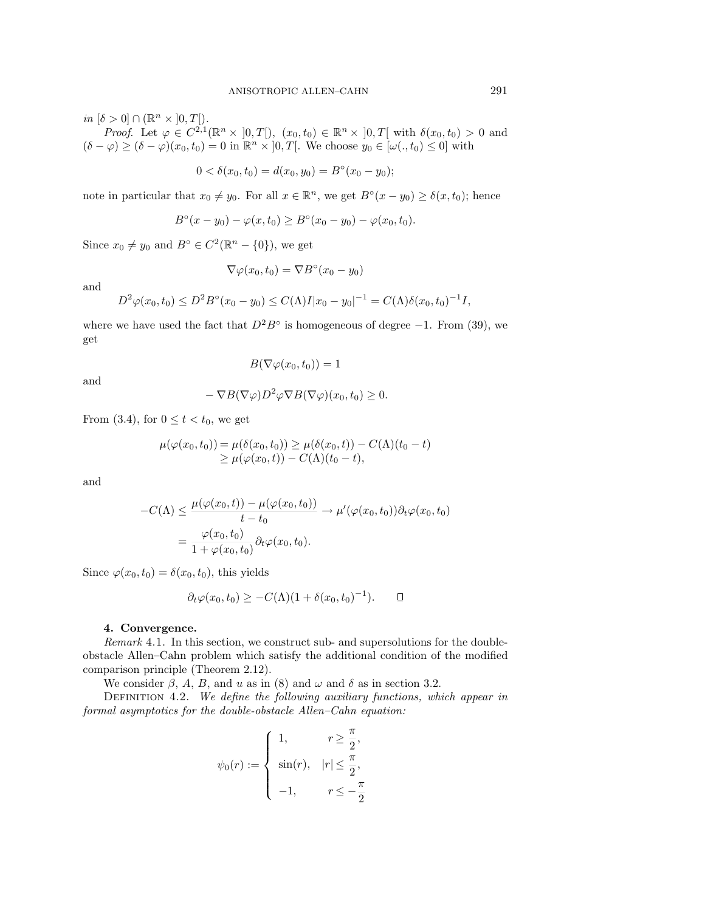*in* $[\delta > 0] \cap (\mathbb{R}^n \times ]0, T[)$.

*Proof.* Let $\varphi \in C^{2,1}(\mathbb{R}^n \times ]0, T[)$, $(x_0, t_0) \in \mathbb{R}^n \times ]0, T[$ with $\delta(x_0, t_0) > 0$ and $(\delta - \varphi) \geq (\delta - \varphi)(x_0, t_0) = 0$ in $\mathbb{R}^n \times ]0, T[$. We choose $y_0 \in [\omega(., t_0) \leq 0]$ with

$$0 < \delta(x_0, t_0) = d(x_0, y_0) = B^\circ(x_0 - y_0);$$

note in particular that $x_0 \neq y_0$. For all $x \in \mathbb{R}^n$, we get $B^\circ(x - y_0) \geq \delta(x, t_0)$; hence

$$B^\circ(x - y_0) - \varphi(x, t_0) \geq B^\circ(x_0 - y_0) - \varphi(x_0, t_0).$$

Since $x_0 \neq y_0$ and $B^\circ \in C^2(\mathbb{R}^n - \{0\})$, we get

$$\nabla\varphi(x_0, t_0) = \nabla B^\circ(x_0 - y_0)$$

and

$$D^2\varphi(x_0, t_0) \leq D^2 B^\circ(x_0 - y_0) \leq C(\Lambda) I |x_0 - y_0|^{-1} = C(\Lambda)\delta(x_0, t_0)^{-1} I,$$

where we have used the fact that $D^2 B^\circ$ is homogeneous of degree $-1$. From (39), we get

$$B(\nabla\varphi(x_0, t_0)) = 1$$

and

$$-\nabla B(\nabla\varphi) D^2\varphi \nabla B(\nabla\varphi)(x_0, t_0) \geq 0.$$

From (3.4), for $0 \leq t < t_0$, we get

$$\begin{aligned}\mu(\varphi(x_0, t_0)) &= \mu(\delta(x_0, t_0)) \geq \mu(\delta(x_0, t)) - C(\Lambda)(t_0 - t) \\ &\geq \mu(\varphi(x_0, t)) - C(\Lambda)(t_0 - t),\end{aligned}$$

and

$$\begin{aligned}-C(\Lambda) &\leq \frac{\mu(\varphi(x_0, t)) - \mu(\varphi(x_0, t_0))}{t - t_0} \to \mu'(\varphi(x_0, t_0))\partial_t\varphi(x_0, t_0) \\ &= \frac{\varphi(x_0, t_0)}{1 + \varphi(x_0, t_0)}\partial_t\varphi(x_0, t_0).\end{aligned}$$

Since $\varphi(x_0, t_0) = \delta(x_0, t_0)$, this yields

$$\partial_t\varphi(x_0, t_0) \geq -C(\Lambda)(1 + \delta(x_0, t_0)^{-1}). \qquad \square$$

## 4. Convergence.

*Remark* 4.1. In this section, we construct sub- and supersolutions for the double-obstacle Allen–Cahn problem which satisfy the additional condition of the modified comparison principle (Theorem 2.12).

We consider $\beta$, $A$, $B$, and $u$ as in (8) and $\omega$ and $\delta$ as in section 3.2.

Definition 4.2. *We define the following auxiliary functions, which appear in formal asymptotics for the double-obstacle Allen–Cahn equation:*

$$\psi_0(r) := \begin{cases} 1, & r \geq \dfrac{\pi}{2}, \\ \sin(r), & |r| \leq \dfrac{\pi}{2}, \\ -1, & r \leq -\dfrac{\pi}{2} \end{cases}$$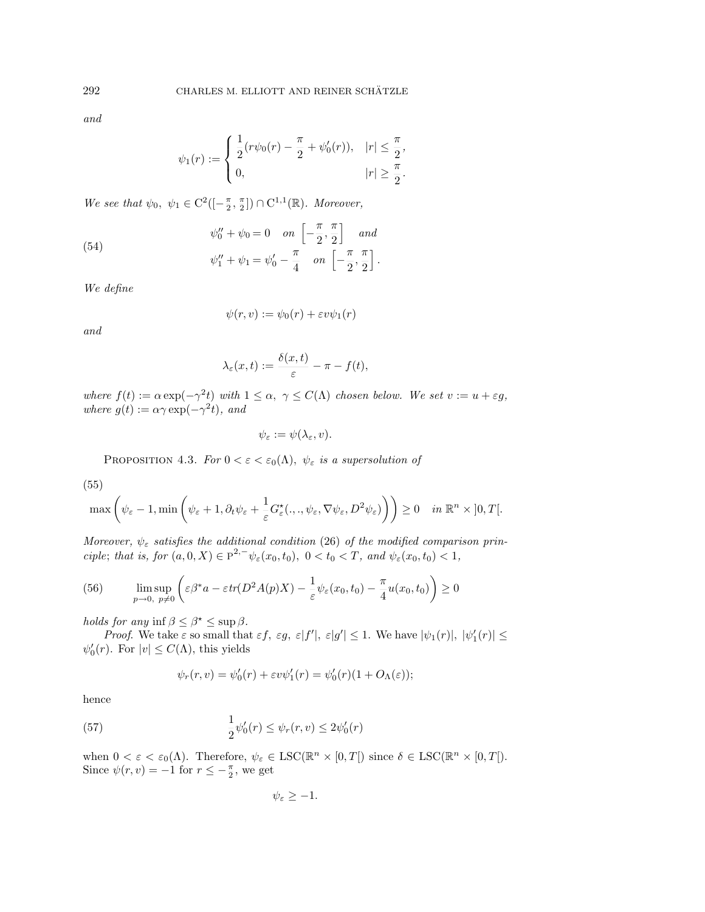*and*

$$\psi_1(r) := \begin{cases} \dfrac{1}{2}(r\psi_0(r) - \dfrac{\pi}{2} + \psi_0'(r)), & |r| \le \dfrac{\pi}{2}, \\ 0, & |r| \ge \dfrac{\pi}{2}. \end{cases}$$

*We see that* $\psi_0,\ \psi_1 \in \mathrm{C}^2([-\frac{\pi}{2}, \frac{\pi}{2}]) \cap \mathrm{C}^{1,1}(\mathbb{R})$. *Moreover,*

$$\begin{aligned} &\psi_0'' + \psi_0 = 0 \quad \text{on } \left[-\frac{\pi}{2}, \frac{\pi}{2}\right] \quad \text{and} \\ &\psi_1'' + \psi_1 = \psi_0' - \frac{\pi}{4} \quad \text{on } \left[-\frac{\pi}{2}, \frac{\pi}{2}\right]. \end{aligned} \tag{54}$$

*We define*

$$\psi(r, v) := \psi_0(r) + \varepsilon v \psi_1(r)$$

*and*

$$\lambda_\varepsilon(x, t) := \frac{\delta(x, t)}{\varepsilon} - \pi - f(t),$$

*where* $f(t) := \alpha \exp(-\gamma^2 t)$ *with* $1 \le \alpha,\ \gamma \le C(\Lambda)$ *chosen below. We set* $v := u + \varepsilon g$, *where* $g(t) := \alpha\gamma \exp(-\gamma^2 t)$, *and*

$$\psi_\varepsilon := \psi(\lambda_\varepsilon, v).$$

Proposition 4.3. *For* $0 < \varepsilon < \varepsilon_0(\Lambda)$, $\psi_\varepsilon$ *is a supersolution of*

$$\max\left(\psi_\varepsilon - 1, \min\left(\psi_\varepsilon + 1, \partial_t \psi_\varepsilon + \frac{1}{\varepsilon} G_\varepsilon^\star(.,.,\psi_\varepsilon, \nabla\psi_\varepsilon, D^2\psi_\varepsilon)\right)\right) \ge 0 \quad \text{in } \mathbb{R}^n \times ]0, T[. \tag{55}$$

*Moreover,* $\psi_\varepsilon$ *satisfies the additional condition* (26) *of the modified comparison principle; that is, for* $(a, 0, X) \in \mathrm{P}^{2,-}\psi_\varepsilon(x_0, t_0)$, $0 < t_0 < T$, *and* $\psi_\varepsilon(x_0, t_0) < 1$,

$$\limsup_{p \to 0,\ p \ne 0} \left( \varepsilon\beta^* a - \varepsilon tr(D^2 A(p) X) - \frac{1}{\varepsilon}\psi_\varepsilon(x_0, t_0) - \frac{\pi}{4} u(x_0, t_0) \right) \ge 0 \tag{56}$$

*holds for any* $\inf \beta \le \beta^\star \le \sup \beta$.

*Proof.* We take $\varepsilon$ so small that $\varepsilon f,\ \varepsilon g,\ \varepsilon|f'|,\ \varepsilon|g'| \le 1$. We have $|\psi_1(r)|,\ |\psi_1'(r)| \le \psi_0'(r)$. For $|v| \le C(\Lambda)$, this yields

$$\psi_r(r, v) = \psi_0'(r) + \varepsilon v \psi_1'(r) = \psi_0'(r)(1 + O_\Lambda(\varepsilon));$$

hence

$$\frac{1}{2}\psi_0'(r) \le \psi_r(r, v) \le 2\psi_0'(r) \tag{57}$$

when $0 < \varepsilon < \varepsilon_0(\Lambda)$. Therefore, $\psi_\varepsilon \in \mathrm{LSC}(\mathbb{R}^n \times [0, T[)$ since $\delta \in \mathrm{LSC}(\mathbb{R}^n \times [0, T[)$. Since $\psi(r, v) = -1$ for $r \le -\frac{\pi}{2}$, we get

$$\psi_\varepsilon \ge -1.$$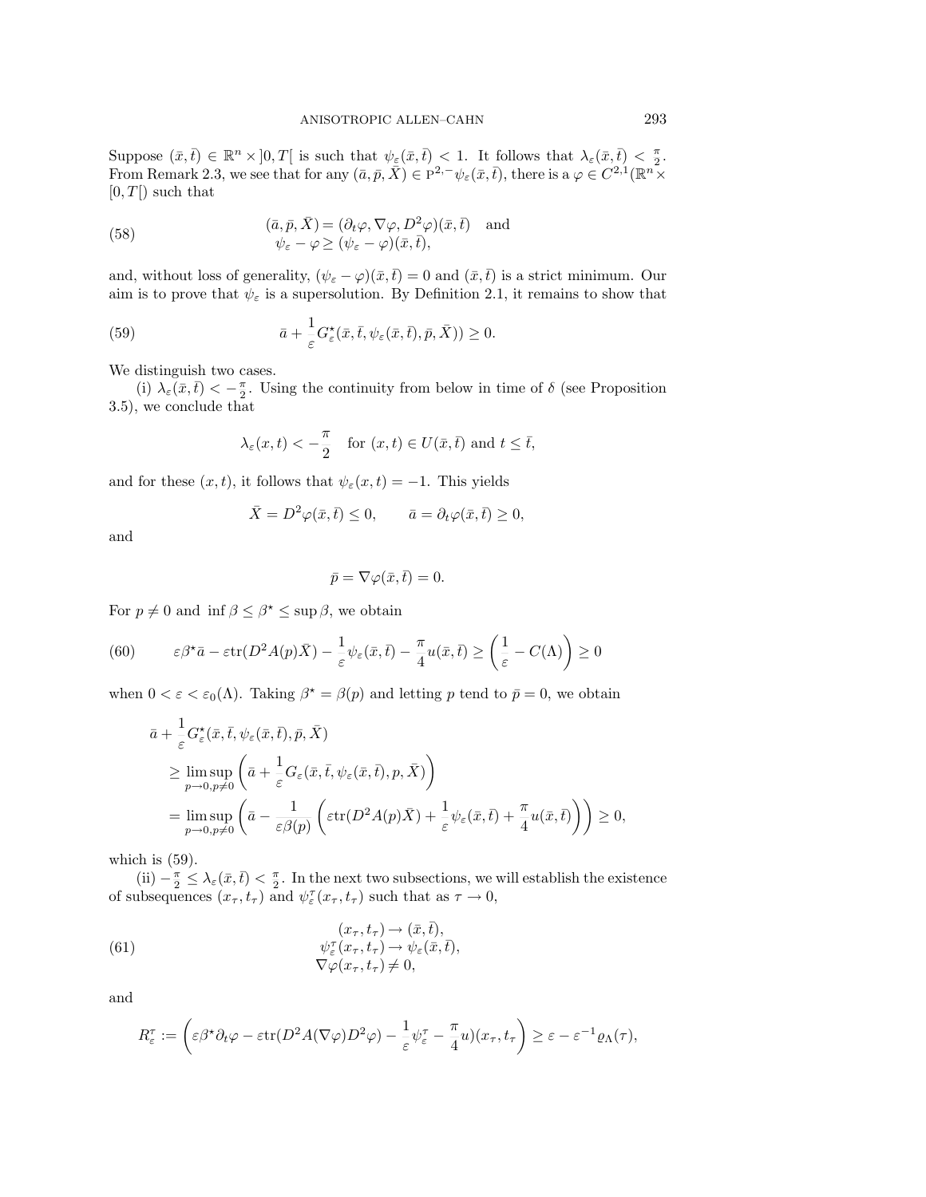Suppose $(\bar{x}, \bar{t}) \in \mathbb{R}^n \times ]0, T[$ is such that $\psi_\varepsilon(\bar{x}, \bar{t}) < 1$. It follows that $\lambda_\varepsilon(\bar{x}, \bar{t}) < \frac{\pi}{2}$. From Remark 2.3, we see that for any $(\bar{a}, \bar{p}, \bar{X}) \in \mathrm{P}^{2,-}\psi_\varepsilon(\bar{x}, \bar{t})$, there is a $\varphi \in C^{2,1}(\mathbb{R}^n \times [0, T[)$ such that

$$
(\bar{a}, \bar{p}, \bar{X}) = (\partial_t \varphi, \nabla \varphi, D^2 \varphi)(\bar{x}, \bar{t}) \quad \text{and} \\
\psi_\varepsilon - \varphi \geq (\psi_\varepsilon - \varphi)(\bar{x}, \bar{t}), \tag{58}
$$

and, without loss of generality, $(\psi_\varepsilon - \varphi)(\bar{x}, \bar{t}) = 0$ and $(\bar{x}, \bar{t})$ is a strict minimum. Our aim is to prove that $\psi_\varepsilon$ is a supersolution. By Definition 2.1, it remains to show that

$$
\bar{a} + \frac{1}{\varepsilon} G_\varepsilon^\star(\bar{x}, \bar{t}, \psi_\varepsilon(\bar{x}, \bar{t}), \bar{p}, \bar{X})) \geq 0. \tag{59}
$$

We distinguish two cases.

(i) $\lambda_\varepsilon(\bar{x}, \bar{t}) < -\frac{\pi}{2}$. Using the continuity from below in time of $\delta$ (see Proposition 3.5), we conclude that

$$
\lambda_\varepsilon(x, t) < -\frac{\pi}{2} \quad \text{for } (x, t) \in U(\bar{x}, \bar{t}) \text{ and } t \leq \bar{t},
$$

and for these $(x, t)$, it follows that $\psi_\varepsilon(x, t) = -1$. This yields

$$
\bar{X} = D^2 \varphi(\bar{x}, \bar{t}) \leq 0, \qquad \bar{a} = \partial_t \varphi(\bar{x}, \bar{t}) \geq 0,
$$

and

$$
\bar{p} = \nabla \varphi(\bar{x}, \bar{t}) = 0.
$$

For $p \neq 0$ and $\inf \beta \leq \beta^\star \leq \sup \beta$, we obtain

$$
\varepsilon \beta^\star \bar{a} - \varepsilon \operatorname{tr}(D^2 A(p) \bar{X}) - \frac{1}{\varepsilon} \psi_\varepsilon(\bar{x}, \bar{t}) - \frac{\pi}{4} u(\bar{x}, \bar{t}) \geq \left( \frac{1}{\varepsilon} - C(\Lambda) \right) \geq 0 \tag{60}
$$

when $0 < \varepsilon < \varepsilon_0(\Lambda)$. Taking $\beta^\star = \beta(p)$ and letting $p$ tend to $\bar{p} = 0$, we obtain

$$
\begin{aligned}
&\bar{a} + \frac{1}{\varepsilon} G_\varepsilon^\star(\bar{x}, \bar{t}, \psi_\varepsilon(\bar{x}, \bar{t}), \bar{p}, \bar{X}) \\
&\quad \geq \limsup_{p \to 0, p \neq 0} \left( \bar{a} + \frac{1}{\varepsilon} G_\varepsilon(\bar{x}, \bar{t}, \psi_\varepsilon(\bar{x}, \bar{t}), p, \bar{X}) \right) \\
&\quad = \limsup_{p \to 0, p \neq 0} \left( \bar{a} - \frac{1}{\varepsilon \beta(p)} \left( \varepsilon \operatorname{tr}(D^2 A(p) \bar{X}) + \frac{1}{\varepsilon} \psi_\varepsilon(\bar{x}, \bar{t}) + \frac{\pi}{4} u(\bar{x}, \bar{t}) \right) \right) \geq 0,
\end{aligned}
$$

which is (59).

(ii) $-\frac{\pi}{2} \leq \lambda_\varepsilon(\bar{x}, \bar{t}) < \frac{\pi}{2}$. In the next two subsections, we will establish the existence of subsequences $(x_\tau, t_\tau)$ and $\psi_\varepsilon^\tau(x_\tau, t_\tau)$ such that as $\tau \to 0$,

$$
\begin{aligned}
(x_\tau, t_\tau) &\to (\bar{x}, \bar{t}), \\
\psi_\varepsilon^\tau(x_\tau, t_\tau) &\to \psi_\varepsilon(\bar{x}, \bar{t}), \\
\nabla \varphi(x_\tau, t_\tau) &\neq 0,
\end{aligned} \tag{61}
$$

and

$$
R_\varepsilon^\tau := \left( \varepsilon \beta^\star \partial_t \varphi - \varepsilon \operatorname{tr}(D^2 A(\nabla \varphi) D^2 \varphi) - \frac{1}{\varepsilon} \psi_\varepsilon^\tau - \frac{\pi}{4} u)(x_\tau, t_\tau) \right) \geq \varepsilon - \varepsilon^{-1} \varrho_\Lambda(\tau),
$$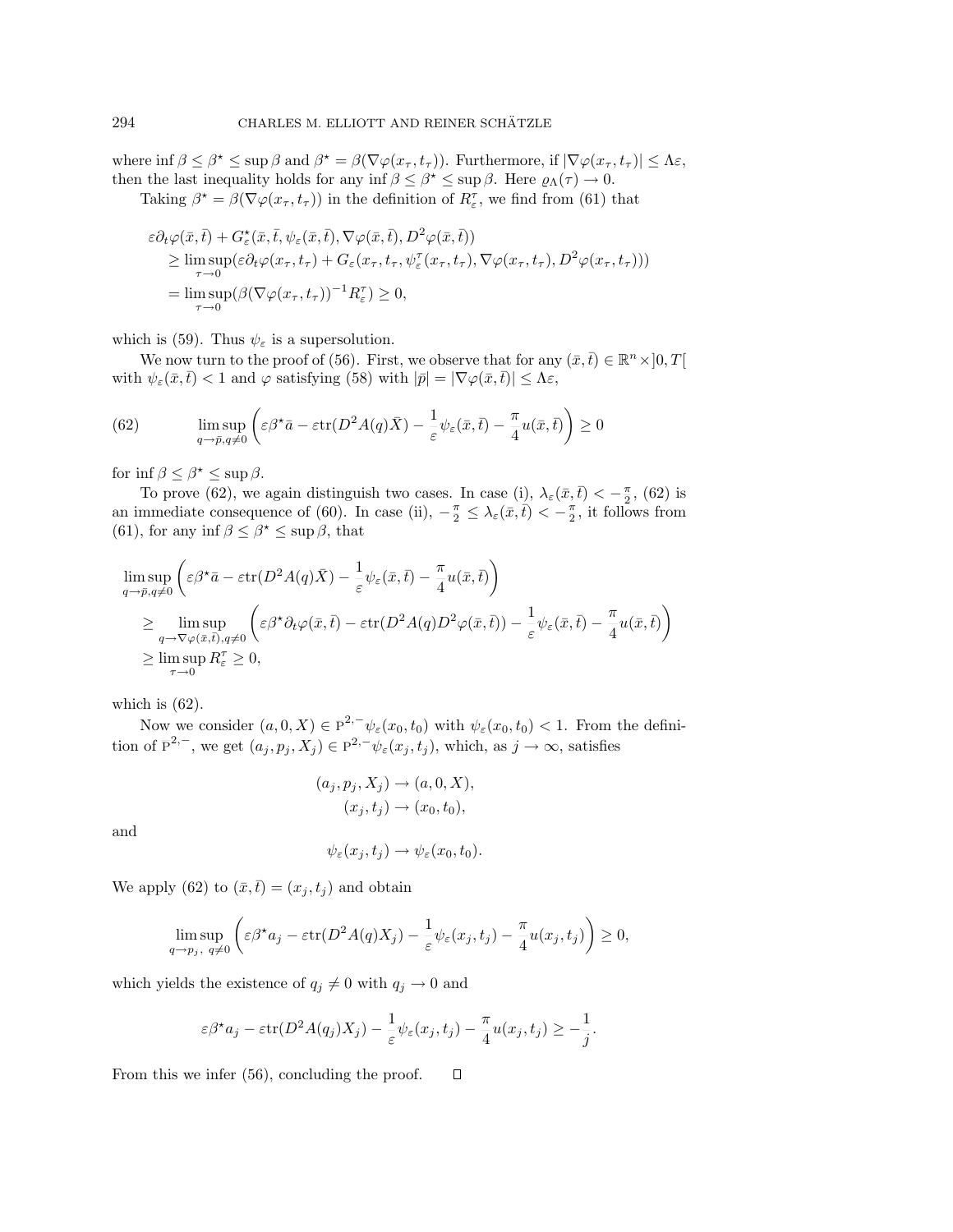where $\inf \beta \leq \beta^\star \leq \sup \beta$ and $\beta^\star = \beta(\nabla\varphi(x_\tau, t_\tau))$. Furthermore, if $|\nabla\varphi(x_\tau, t_\tau)| \leq \Lambda\varepsilon$, then the last inequality holds for any $\inf \beta \leq \beta^\star \leq \sup \beta$. Here $\varrho_\Lambda(\tau) \to 0$.

Taking $\beta^\star = \beta(\nabla\varphi(x_\tau, t_\tau))$ in the definition of $R_\varepsilon^\tau$, we find from (61) that

$$
\begin{aligned}
&\varepsilon\partial_t\varphi(\bar{x}, \bar{t}) + G_\varepsilon^\star(\bar{x}, \bar{t}, \psi_\varepsilon(\bar{x}, \bar{t}), \nabla\varphi(\bar{x}, \bar{t}), D^2\varphi(\bar{x}, \bar{t})) \\
&\quad \geq \limsup_{\tau\to 0}(\varepsilon\partial_t\varphi(x_\tau, t_\tau) + G_\varepsilon(x_\tau, t_\tau, \psi_\varepsilon^\tau(x_\tau, t_\tau), \nabla\varphi(x_\tau, t_\tau), D^2\varphi(x_\tau, t_\tau))) \\
&\quad = \limsup_{\tau\to 0}(\beta(\nabla\varphi(x_\tau, t_\tau))^{-1}R_\varepsilon^\tau) \geq 0,
\end{aligned}
$$

which is (59). Thus $\psi_\varepsilon$ is a supersolution.

We now turn to the proof of (56). First, we observe that for any $(\bar{x}, \bar{t}) \in \mathbb{R}^n \times ]0, T[$ with $\psi_\varepsilon(\bar{x}, \bar{t}) < 1$ and $\varphi$ satisfying (58) with $|\bar{p}| = |\nabla\varphi(\bar{x}, \bar{t})| \leq \Lambda\varepsilon$,

$$
\limsup_{q\to\bar{p}, q\neq 0}\left(\varepsilon\beta^\star\bar{a} - \varepsilon\mathrm{tr}(D^2A(q)\bar{X}) - \frac{1}{\varepsilon}\psi_\varepsilon(\bar{x}, \bar{t}) - \frac{\pi}{4}u(\bar{x}, \bar{t})\right) \geq 0 \tag{62}
$$

for $\inf \beta \leq \beta^\star \leq \sup \beta$.

To prove (62), we again distinguish two cases. In case (i), $\lambda_\varepsilon(\bar{x}, \bar{t}) < -\frac{\pi}{2}$, (62) is an immediate consequence of (60). In case (ii), $-\frac{\pi}{2} \leq \lambda_\varepsilon(\bar{x}, \bar{t}) < -\frac{\pi}{2}$, it follows from (61), for any $\inf \beta \leq \beta^\star \leq \sup \beta$, that

$$
\begin{aligned}
&\limsup_{q\to\bar{p}, q\neq 0}\left(\varepsilon\beta^\star\bar{a} - \varepsilon\mathrm{tr}(D^2A(q)\bar{X}) - \frac{1}{\varepsilon}\psi_\varepsilon(\bar{x}, \bar{t}) - \frac{\pi}{4}u(\bar{x}, \bar{t})\right) \\
&\quad \geq \limsup_{q\to\nabla\varphi(\bar{x}, \bar{t}), q\neq 0}\left(\varepsilon\beta^\star\partial_t\varphi(\bar{x}, \bar{t}) - \varepsilon\mathrm{tr}(D^2A(q)D^2\varphi(\bar{x}, \bar{t})) - \frac{1}{\varepsilon}\psi_\varepsilon(\bar{x}, \bar{t}) - \frac{\pi}{4}u(\bar{x}, \bar{t})\right) \\
&\quad \geq \limsup_{\tau\to 0} R_\varepsilon^\tau \geq 0,
\end{aligned}
$$

which is (62).

Now we consider $(a, 0, X) \in \bar{\mathrm{P}}^{2,-}\psi_\varepsilon(x_0, t_0)$ with $\psi_\varepsilon(x_0, t_0) < 1$. From the definition of $\bar{\mathrm{P}}^{2,-}$, we get $(a_j, p_j, X_j) \in \mathrm{P}^{2,-}\psi_\varepsilon(x_j, t_j)$, which, as $j \to \infty$, satisfies

$$
\begin{aligned}
(a_j, p_j, X_j) &\to (a, 0, X), \\
(x_j, t_j) &\to (x_0, t_0),
\end{aligned}
$$

and

$$
\psi_\varepsilon(x_j, t_j) \to \psi_\varepsilon(x_0, t_0).
$$

We apply (62) to $(\bar{x}, \bar{t}) = (x_j, t_j)$ and obtain

$$
\limsup_{q\to p_j,\ q\neq 0}\left(\varepsilon\beta^\star a_j - \varepsilon\mathrm{tr}(D^2A(q)X_j) - \frac{1}{\varepsilon}\psi_\varepsilon(x_j, t_j) - \frac{\pi}{4}u(x_j, t_j)\right) \geq 0,
$$

which yields the existence of $q_j \neq 0$ with $q_j \to 0$ and

$$
\varepsilon\beta^\star a_j - \varepsilon\mathrm{tr}(D^2A(q_j)X_j) - \frac{1}{\varepsilon}\psi_\varepsilon(x_j, t_j) - \frac{\pi}{4}u(x_j, t_j) \geq -\frac{1}{j}.
$$

From this we infer (56), concluding the proof. $\square$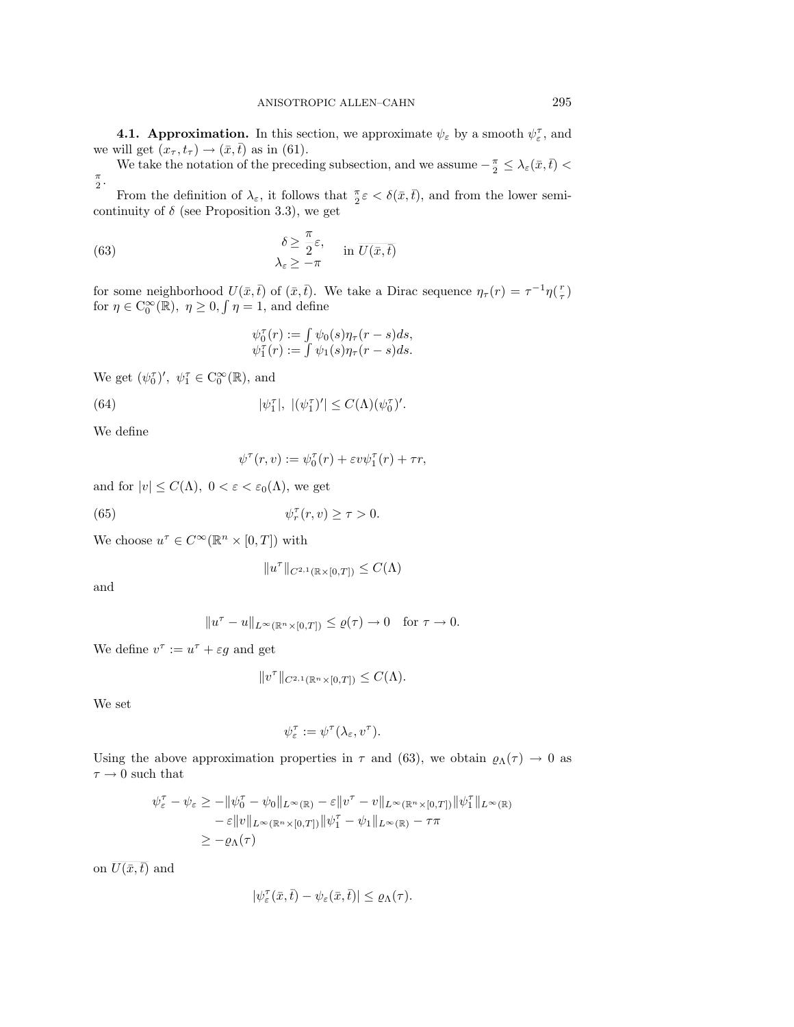**4.1. Approximation.** In this section, we approximate $\psi_\varepsilon$ by a smooth $\psi_\varepsilon^\tau$, and we will get $(x_\tau, t_\tau) \to (\bar{x}, \bar{t})$ as in (61).

We take the notation of the preceding subsection, and we assume $-\frac{\pi}{2} \leq \lambda_\varepsilon(\bar{x}, \bar{t}) < \frac{\pi}{2}$.

From the definition of $\lambda_\varepsilon$, it follows that $\frac{\pi}{2}\varepsilon < \delta(\bar{x}, \bar{t})$, and from the lower semicontinuity of $\delta$ (see Proposition 3.3), we get

$$
\begin{aligned}
\delta &\geq \frac{\pi}{2}\varepsilon, \\
\lambda_\varepsilon &\geq -\pi
\end{aligned}
\quad \text{in } \overline{U(\bar{x}, \bar{t})} \tag{63}
$$

for some neighborhood $U(\bar{x}, \bar{t})$ of $(\bar{x}, \bar{t})$. We take a Dirac sequence $\eta_\tau(r) = \tau^{-1}\eta(\frac{r}{\tau})$ for $\eta \in C_0^\infty(\mathbb{R}),\ \eta \geq 0, \int \eta = 1$, and define

$$
\begin{aligned}
\psi_0^\tau(r) &:= \int \psi_0(s)\eta_\tau(r-s)ds, \\
\psi_1^\tau(r) &:= \int \psi_1(s)\eta_\tau(r-s)ds.
\end{aligned}
$$

We get $(\psi_0^\tau)',\ \psi_1^\tau \in C_0^\infty(\mathbb{R})$, and

$$
|\psi_1^\tau|,\ |(\psi_1^\tau)'| \leq C(\Lambda)(\psi_0^\tau)'. \tag{64}
$$

We define

$$
\psi^\tau(r, v) := \psi_0^\tau(r) + \varepsilon v \psi_1^\tau(r) + \tau r,
$$

and for $|v| \leq C(\Lambda),\ 0 < \varepsilon < \varepsilon_0(\Lambda)$, we get

$$
\psi_r^\tau(r, v) \geq \tau > 0. \tag{65}
$$

We choose $u^\tau \in C^\infty(\mathbb{R}^n \times [0, T])$ with

$$
\|u^\tau\|_{C^{2,1}(\mathbb{R} \times [0,T])} \leq C(\Lambda)
$$

and

$$
\|u^\tau - u\|_{L^\infty(\mathbb{R}^n \times [0,T])} \leq \varrho(\tau) \to 0 \quad \text{for } \tau \to 0.
$$

We define $v^\tau := u^\tau + \varepsilon g$ and get

$$
\|v^\tau\|_{C^{2,1}(\mathbb{R}^n \times [0,T])} \leq C(\Lambda).
$$

We set

$$
\psi_\varepsilon^\tau := \psi^\tau(\lambda_\varepsilon, v^\tau).
$$

Using the above approximation properties in $\tau$ and (63), we obtain $\varrho_\Lambda(\tau) \to 0$ as $\tau \to 0$ such that

$$
\begin{aligned}
\psi_\varepsilon^\tau - \psi_\varepsilon \geq & -\|\psi_0^\tau - \psi_0\|_{L^\infty(\mathbb{R})} - \varepsilon\|v^\tau - v\|_{L^\infty(\mathbb{R}^n \times [0,T])}\|\psi_1^\tau\|_{L^\infty(\mathbb{R})} \\
& - \varepsilon\|v\|_{L^\infty(\mathbb{R}^n \times [0,T])}\|\psi_1^\tau - \psi_1\|_{L^\infty(\mathbb{R})} - \tau\pi \\
\geq & -\varrho_\Lambda(\tau)
\end{aligned}
$$

on $\overline{U(\bar{x}, \bar{t})}$ and

$$
|\psi_\varepsilon^\tau(\bar{x}, \bar{t}) - \psi_\varepsilon(\bar{x}, \bar{t})| \leq \varrho_\Lambda(\tau).
$$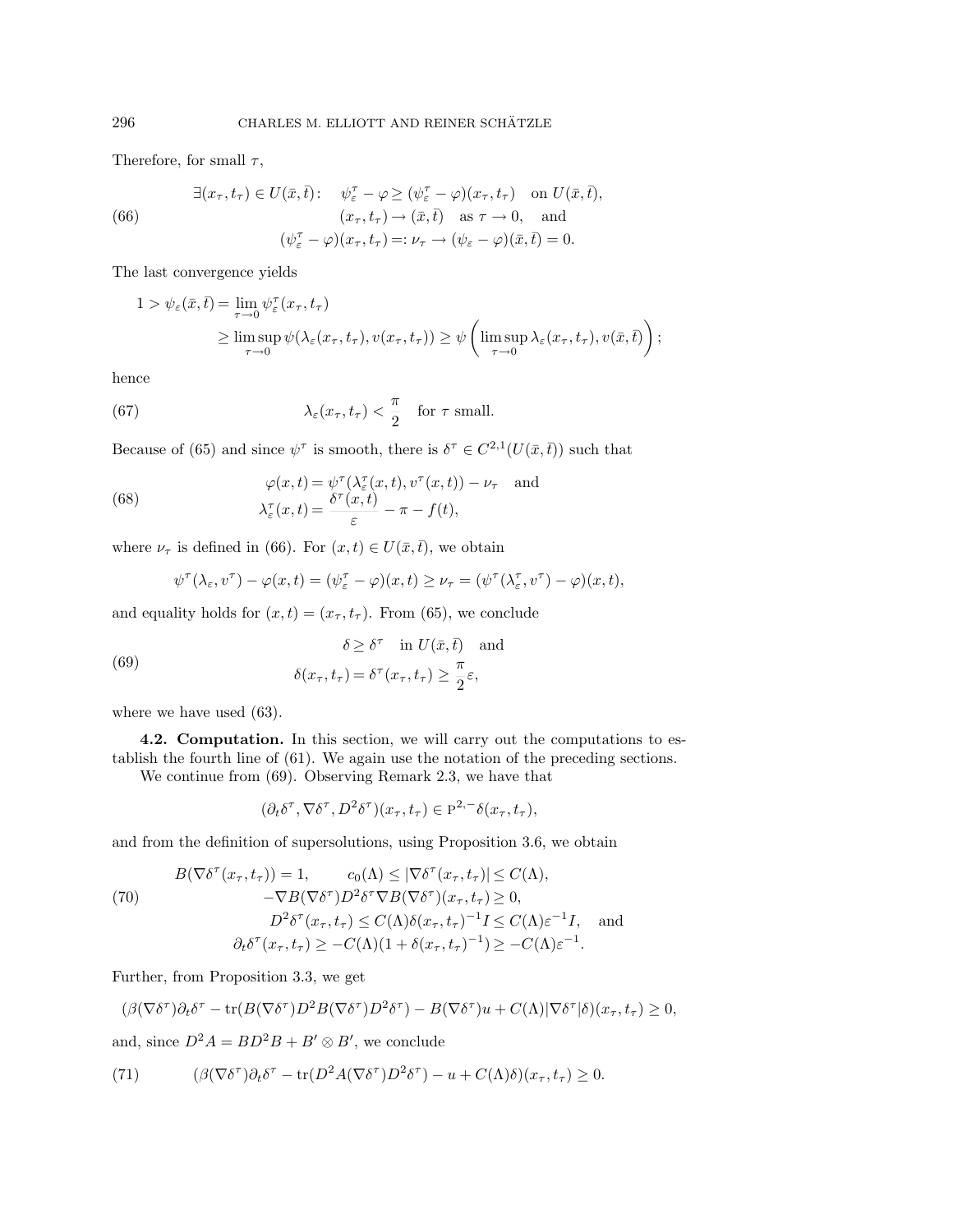Therefore, for small $\tau$,

$$
\begin{aligned}
&\exists (x_\tau, t_\tau) \in U(\bar{x}, \bar{t}): \quad \psi_\varepsilon^\tau - \varphi \geq (\psi_\varepsilon^\tau - \varphi)(x_\tau, t_\tau) \quad \text{on } U(\bar{x}, \bar{t}), \\
&\qquad\qquad (x_\tau, t_\tau) \to (\bar{x}, \bar{t}) \quad \text{as } \tau \to 0, \quad \text{and} \\
&\qquad (\psi_\varepsilon^\tau - \varphi)(x_\tau, t_\tau) =: \nu_\tau \to (\psi_\varepsilon - \varphi)(\bar{x}, \bar{t}) = 0.
\end{aligned} \tag{66}
$$

The last convergence yields

$$
\begin{aligned}
1 > \psi_\varepsilon(\bar{x}, \bar{t}) &= \lim_{\tau \to 0} \psi_\varepsilon^\tau(x_\tau, t_\tau) \\
&\geq \limsup_{\tau \to 0} \psi(\lambda_\varepsilon(x_\tau, t_\tau), v(x_\tau, t_\tau)) \geq \psi\left( \limsup_{\tau \to 0} \lambda_\varepsilon(x_\tau, t_\tau), v(\bar{x}, \bar{t}) \right);
\end{aligned}
$$

hence

$$
\lambda_\varepsilon(x_\tau, t_\tau) < \frac{\pi}{2} \quad \text{for } \tau \text{ small.} \tag{67}
$$

Because of (65) and since $\psi^\tau$ is smooth, there is $\delta^\tau \in C^{2,1}(U(\bar{x}, \bar{t}))$ such that

$$
\begin{aligned}
\varphi(x,t) &= \psi^\tau(\lambda_\varepsilon^\tau(x,t), v^\tau(x,t)) - \nu_\tau \quad \text{and} \\
\lambda_\varepsilon^\tau(x,t) &= \frac{\delta^\tau(x,t)}{\varepsilon} - \pi - f(t),
\end{aligned} \tag{68}
$$

where $\nu_\tau$ is defined in (66). For $(x,t) \in U(\bar{x}, \bar{t})$, we obtain

$$
\psi^\tau(\lambda_\varepsilon, v^\tau) - \varphi(x,t) = (\psi_\varepsilon^\tau - \varphi)(x,t) \geq \nu_\tau = (\psi^\tau(\lambda_\varepsilon^\tau, v^\tau) - \varphi)(x,t),
$$

and equality holds for $(x,t) = (x_\tau, t_\tau)$. From (65), we conclude

$$
\begin{aligned}
\delta \geq \delta^\tau \quad &\text{in } U(\bar{x}, \bar{t}) \quad \text{and} \\
\delta(x_\tau, t_\tau) = \delta^\tau(x_\tau, t_\tau) &\geq \frac{\pi}{2}\varepsilon,
\end{aligned} \tag{69}
$$

where we have used (63).

**4.2. Computation.** In this section, we will carry out the computations to establish the fourth line of (61). We again use the notation of the preceding sections.

We continue from (69). Observing Remark 2.3, we have that

$$
(\partial_t \delta^\tau, \nabla \delta^\tau, D^2 \delta^\tau)(x_\tau, t_\tau) \in \mathrm{P}^{2,-}\delta(x_\tau, t_\tau),
$$

and from the definition of supersolutions, using Proposition 3.6, we obtain

$$
\begin{aligned}
B(\nabla \delta^\tau(x_\tau, t_\tau)) = 1, \qquad & c_0(\Lambda) \leq |\nabla \delta^\tau(x_\tau, t_\tau)| \leq C(\Lambda), \\
-\nabla B(\nabla \delta^\tau) D^2 \delta^\tau & \nabla B(\nabla \delta^\tau)(x_\tau, t_\tau) \geq 0, \\
D^2 \delta^\tau(x_\tau, t_\tau) &\leq C(\Lambda)\delta(x_\tau, t_\tau)^{-1} I \leq C(\Lambda)\varepsilon^{-1} I, \quad \text{and} \\
\partial_t \delta^\tau(x_\tau, t_\tau) &\geq -C(\Lambda)(1 + \delta(x_\tau, t_\tau)^{-1}) \geq -C(\Lambda)\varepsilon^{-1}.
\end{aligned} \tag{70}
$$

Further, from Proposition 3.3, we get

$$
(\beta(\nabla \delta^\tau)\partial_t \delta^\tau - \operatorname{tr}(B(\nabla \delta^\tau) D^2 B(\nabla \delta^\tau) D^2 \delta^\tau) - B(\nabla \delta^\tau) u + C(\Lambda)|\nabla \delta^\tau| \delta)(x_\tau, t_\tau) \geq 0,
$$

and, since $D^2 A = B D^2 B + B' \otimes B'$, we conclude

$$
(\beta(\nabla \delta^\tau)\partial_t \delta^\tau - \operatorname{tr}(D^2 A(\nabla \delta^\tau) D^2 \delta^\tau) - u + C(\Lambda)\delta)(x_\tau, t_\tau) \geq 0. \tag{71}
$$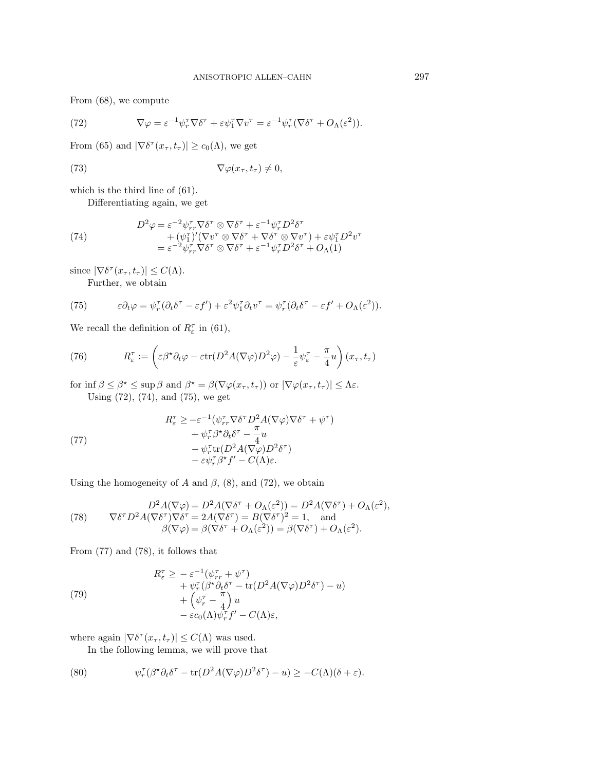From (68), we compute

$$\nabla\varphi = \varepsilon^{-1}\psi_r^\tau \nabla\delta^\tau + \varepsilon\psi_1^\tau \nabla v^\tau = \varepsilon^{-1}\psi_r^\tau(\nabla\delta^\tau + O_\Lambda(\varepsilon^2)). \tag{72}$$

From (65) and $|\nabla\delta^\tau(x_\tau, t_\tau)| \geq c_0(\Lambda)$, we get

$$\nabla\varphi(x_\tau, t_\tau) \neq 0, \tag{73}$$

which is the third line of (61).

Differentiating again, we get

$$\begin{aligned} D^2\varphi &= \varepsilon^{-2}\psi_{rr}^\tau \nabla\delta^\tau \otimes \nabla\delta^\tau + \varepsilon^{-1}\psi_r^\tau D^2\delta^\tau \\ &\quad + (\psi_1^\tau)'(\nabla v^\tau \otimes \nabla\delta^\tau + \nabla\delta^\tau \otimes \nabla v^\tau) + \varepsilon\psi_1^\tau D^2 v^\tau \\ &= \varepsilon^{-2}\psi_{rr}^\tau \nabla\delta^\tau \otimes \nabla\delta^\tau + \varepsilon^{-1}\psi_r^\tau D^2\delta^\tau + O_\Lambda(1) \end{aligned} \tag{74}$$

since $|\nabla\delta^\tau(x_\tau, t_\tau)| \leq C(\Lambda)$.

Further, we obtain

$$\varepsilon\partial_t\varphi = \psi_r^\tau(\partial_t\delta^\tau - \varepsilon f') + \varepsilon^2\psi_1^\tau\partial_t v^\tau = \psi_r^\tau(\partial_t\delta^\tau - \varepsilon f' + O_\Lambda(\varepsilon^2)). \tag{75}$$

We recall the definition of $R_\varepsilon^\tau$ in (61),

$$R_\varepsilon^\tau := \left(\varepsilon\beta^\star\partial_t\varphi - \varepsilon\operatorname{tr}(D^2A(\nabla\varphi)D^2\varphi) - \frac{1}{\varepsilon}\psi_\varepsilon^\tau - \frac{\pi}{4}u\right)(x_\tau, t_\tau) \tag{76}$$

for $\inf\beta \leq \beta^\star \leq \sup\beta$ and $\beta^\star = \beta(\nabla\varphi(x_\tau, t_\tau))$ or $|\nabla\varphi(x_\tau, t_\tau)| \leq \Lambda\varepsilon$.

Using (72), (74), and (75), we get

$$\begin{aligned} R_\varepsilon^\tau &\geq -\varepsilon^{-1}(\psi_{rr}^\tau \nabla\delta^\tau D^2A(\nabla\varphi)\nabla\delta^\tau + \psi^\tau) \\ &\quad + \psi_r^\tau\beta^\star\partial_t\delta^\tau - \frac{\pi}{4}u \\ &\quad - \psi_r^\tau\operatorname{tr}(D^2A(\nabla\varphi)D^2\delta^\tau) \\ &\quad - \varepsilon\psi_r^\tau\beta^\star f' - C(\Lambda)\varepsilon. \end{aligned} \tag{77}$$

Using the homogeneity of $A$ and $\beta$, (8), and (72), we obtain

$$\begin{aligned} D^2A(\nabla\varphi) &= D^2A(\nabla\delta^\tau + O_\Lambda(\varepsilon^2)) = D^2A(\nabla\delta^\tau) + O_\Lambda(\varepsilon^2), \\ \nabla\delta^\tau D^2A(\nabla\delta^\tau)\nabla\delta^\tau &= 2A(\nabla\delta^\tau) = B(\nabla\delta^\tau)^2 = 1, \quad \text{and} \\ \beta(\nabla\varphi) &= \beta(\nabla\delta^\tau + O_\Lambda(\varepsilon^2)) = \beta(\nabla\delta^\tau) + O_\Lambda(\varepsilon^2). \end{aligned} \tag{78}$$

From (77) and (78), it follows that

$$\begin{aligned} R_\varepsilon^\tau \geq & -\varepsilon^{-1}(\psi_{rr}^\tau + \psi^\tau) \\ & + \psi_r^\tau(\beta^\star\partial_t\delta^\tau - \operatorname{tr}(D^2A(\nabla\varphi)D^2\delta^\tau) - u) \\ & + \left(\psi_r^\tau - \frac{\pi}{4}\right)u \\ & - \varepsilon c_0(\Lambda)\psi_r^\tau f' - C(\Lambda)\varepsilon, \end{aligned} \tag{79}$$

where again $|\nabla\delta^\tau(x_\tau, t_\tau)| \leq C(\Lambda)$ was used.

In the following lemma, we will prove that

$$\psi_r^\tau(\beta^\star\partial_t\delta^\tau - \operatorname{tr}(D^2A(\nabla\varphi)D^2\delta^\tau) - u) \geq -C(\Lambda)(\delta + \varepsilon). \tag{80}$$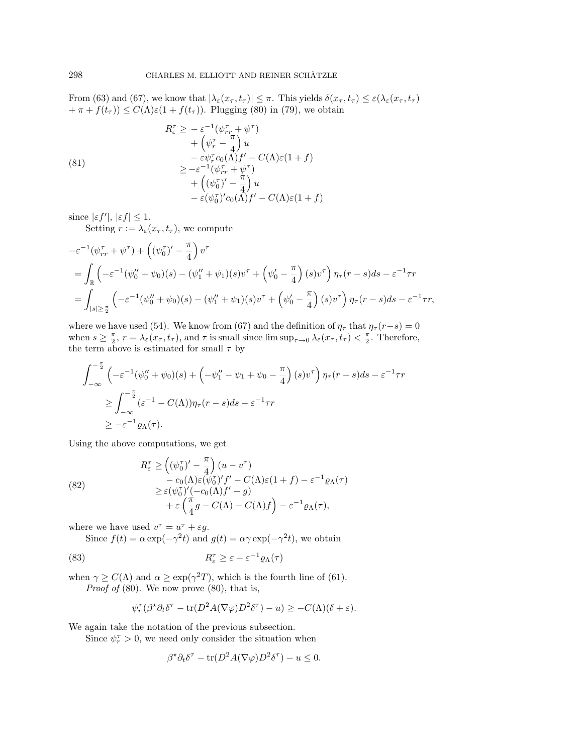From (63) and (67), we know that $|\lambda_\varepsilon(x_\tau, t_\tau)| \leq \pi$. This yields $\delta(x_\tau, t_\tau) \leq \varepsilon(\lambda_\varepsilon(x_\tau, t_\tau) + \pi + f(t_\tau)) \leq C(\Lambda)\varepsilon(1 + f(t_\tau))$. Plugging (80) in (79), we obtain

$$
\begin{aligned}
R_\varepsilon^\tau \geq & -\varepsilon^{-1}(\psi_{rr}^\tau + \psi^\tau) \\
& + \left(\psi_r^\tau - \frac{\pi}{4}\right) u \\
& - \varepsilon \psi_r^\tau c_0(\Lambda) f' - C(\Lambda)\varepsilon(1+f) \\
\geq & -\varepsilon^{-1}(\psi_{rr}^\tau + \psi^\tau) \\
& + \left((\psi_0^\tau)' - \frac{\pi}{4}\right) u \\
& - \varepsilon(\psi_0^\tau)' c_0(\Lambda) f' - C(\Lambda)\varepsilon(1+f)
\end{aligned}
\tag{81}
$$

since $|\varepsilon f'|, |\varepsilon f| \leq 1$.

Setting $r := \lambda_\varepsilon(x_\tau, t_\tau)$, we compute

$$
\begin{aligned}
& -\varepsilon^{-1}(\psi_{rr}^\tau + \psi^\tau) + \left((\psi_0^\tau)' - \frac{\pi}{4}\right) v^\tau \\
& = \int_{\mathbb{R}} \left(-\varepsilon^{-1}(\psi_0'' + \psi_0)(s) - (\psi_1'' + \psi_1)(s) v^\tau + \left(\psi_0' - \frac{\pi}{4}\right)(s) v^\tau\right) \eta_\tau(r-s) ds - \varepsilon^{-1}\tau r \\
& = \int_{|s| \geq \frac{\pi}{2}} \left(-\varepsilon^{-1}(\psi_0'' + \psi_0)(s) - (\psi_1'' + \psi_1)(s) v^\tau + \left(\psi_0' - \frac{\pi}{4}\right)(s) v^\tau\right) \eta_\tau(r-s) ds - \varepsilon^{-1}\tau r,
\end{aligned}
$$

where we have used (54). We know from (67) and the definition of $\eta_\tau$ that $\eta_\tau(r-s) = 0$ when $s \geq \frac{\pi}{2}$, $r = \lambda_\varepsilon(x_\tau, t_\tau)$, and $\tau$ is small since $\limsup_{\tau \to 0} \lambda_\varepsilon(x_\tau, t_\tau) < \frac{\pi}{2}$. Therefore, the term above is estimated for small $\tau$ by

$$
\begin{aligned}
& \int_{-\infty}^{-\frac{\pi}{2}} \left(-\varepsilon^{-1}(\psi_0'' + \psi_0)(s) + \left(-\psi_1'' - \psi_1 + \psi_0 - \frac{\pi}{4}\right)(s) v^\tau\right) \eta_\tau(r-s) ds - \varepsilon^{-1}\tau r \\
& \qquad \geq \int_{-\infty}^{-\frac{\pi}{2}} (\varepsilon^{-1} - C(\Lambda)) \eta_\tau(r-s) ds - \varepsilon^{-1}\tau r \\
& \qquad \geq -\varepsilon^{-1}\varrho_\Lambda(\tau).
\end{aligned}
$$

Using the above computations, we get

$$
\begin{aligned}
R_\varepsilon^\tau \geq & \left((\psi_0^\tau)' - \frac{\pi}{4}\right)(u - v^\tau) \\
& - c_0(\Lambda)\varepsilon(\psi_0^\tau)' f' - C(\Lambda)\varepsilon(1+f) - \varepsilon^{-1}\varrho_\Lambda(\tau) \\
\geq & \varepsilon(\psi_0^\tau)'(-c_0(\Lambda) f' - g) \\
& + \varepsilon\left(\frac{\pi}{4} g - C(\Lambda) - C(\Lambda) f\right) - \varepsilon^{-1}\varrho_\Lambda(\tau),
\end{aligned}
\tag{82}
$$

where we have used $v^\tau = u^\tau + \varepsilon g$.

Since $f(t) = \alpha \exp(-\gamma^2 t)$ and $g(t) = \alpha\gamma \exp(-\gamma^2 t)$, we obtain

$$
R_\varepsilon^\tau \geq \varepsilon - \varepsilon^{-1}\varrho_\Lambda(\tau)
\tag{83}
$$

when $\gamma \geq C(\Lambda)$ and $\alpha \geq \exp(\gamma^2 T)$, which is the fourth line of (61).

*Proof of* (80). We now prove (80), that is,

$$
\psi_r^\tau(\beta^\star \partial_t \delta^\tau - \operatorname{tr}(D^2 A(\nabla\varphi) D^2 \delta^\tau) - u) \geq -C(\Lambda)(\delta + \varepsilon).
$$

We again take the notation of the previous subsection.

Since $\psi_r^\tau > 0$, we need only consider the situation when

$$
\beta^\star \partial_t \delta^\tau - \operatorname{tr}(D^2 A(\nabla\varphi) D^2 \delta^\tau) - u \leq 0.
$$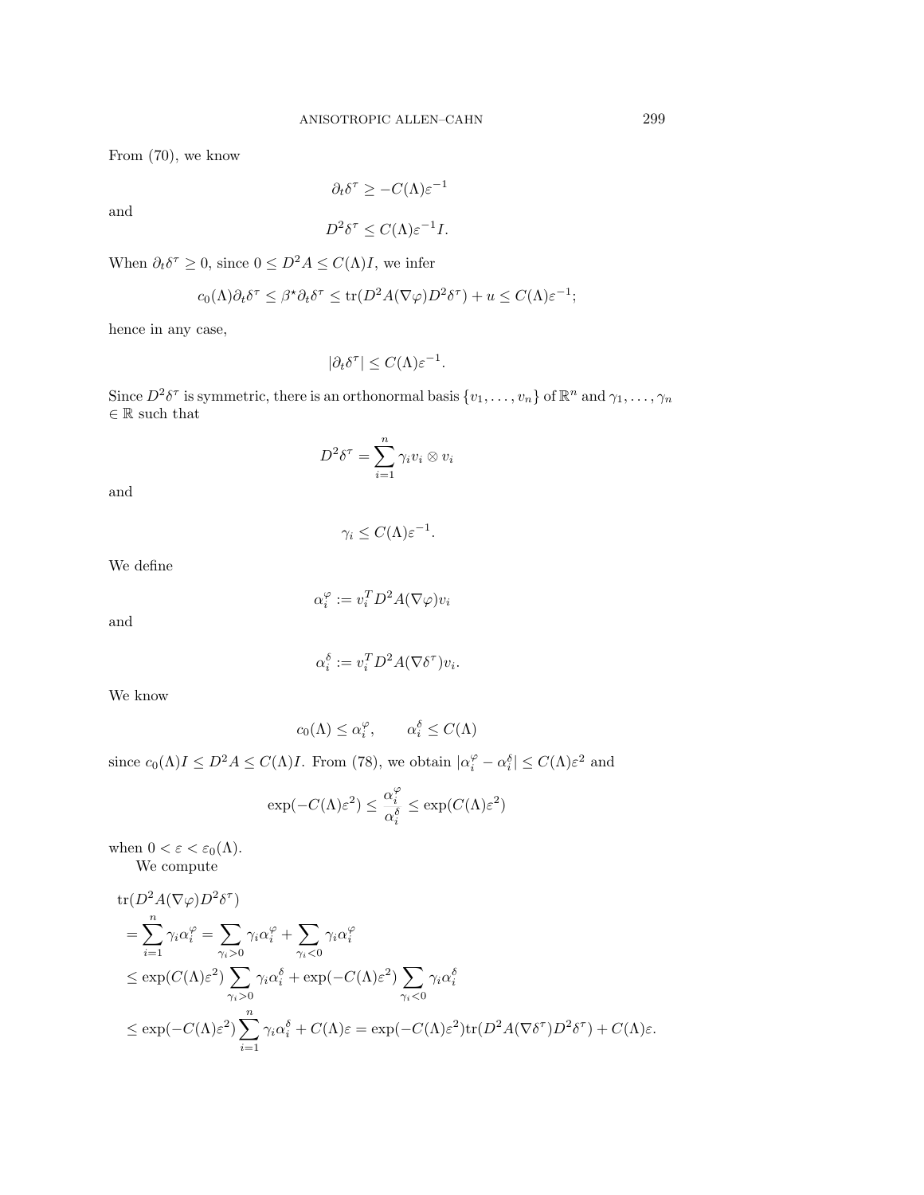From (70), we know

$$\partial_t \delta^\tau \geq -C(\Lambda)\varepsilon^{-1}$$

and

$$D^2\delta^\tau \leq C(\Lambda)\varepsilon^{-1} I.$$

When $\partial_t \delta^\tau \geq 0$, since $0 \leq D^2 A \leq C(\Lambda) I$, we infer

$$c_0(\Lambda)\partial_t \delta^\tau \leq \beta^\star \partial_t \delta^\tau \leq \operatorname{tr}(D^2 A(\nabla\varphi) D^2 \delta^\tau) + u \leq C(\Lambda)\varepsilon^{-1};$$

hence in any case,

$$|\partial_t \delta^\tau| \leq C(\Lambda)\varepsilon^{-1}.$$

Since $D^2\delta^\tau$ is symmetric, there is an orthonormal basis $\{v_1, \dots, v_n\}$ of $\mathbb{R}^n$ and $\gamma_1, \dots, \gamma_n \in \mathbb{R}$ such that

$$D^2\delta^\tau = \sum_{i=1}^n \gamma_i v_i \otimes v_i$$

and

$$\gamma_i \leq C(\Lambda)\varepsilon^{-1}.$$

We define

$$\alpha_i^\varphi := v_i^T D^2 A(\nabla\varphi) v_i$$

and

$$\alpha_i^\delta := v_i^T D^2 A(\nabla\delta^\tau) v_i.$$

We know

$$c_0(\Lambda) \leq \alpha_i^\varphi, \qquad \alpha_i^\delta \leq C(\Lambda)$$

since $c_0(\Lambda) I \leq D^2 A \leq C(\Lambda) I$. From (78), we obtain $|\alpha_i^\varphi - \alpha_i^\delta| \leq C(\Lambda)\varepsilon^2$ and

$$\exp(-C(\Lambda)\varepsilon^2) \leq \frac{\alpha_i^\varphi}{\alpha_i^\delta} \leq \exp(C(\Lambda)\varepsilon^2)$$

when $0 < \varepsilon < \varepsilon_0(\Lambda)$.

We compute

$$\begin{aligned}
&\operatorname{tr}(D^2 A(\nabla\varphi) D^2\delta^\tau) \\
&= \sum_{i=1}^n \gamma_i \alpha_i^\varphi = \sum_{\gamma_i > 0} \gamma_i \alpha_i^\varphi + \sum_{\gamma_i < 0} \gamma_i \alpha_i^\varphi \\
&\leq \exp(C(\Lambda)\varepsilon^2) \sum_{\gamma_i > 0} \gamma_i \alpha_i^\delta + \exp(-C(\Lambda)\varepsilon^2) \sum_{\gamma_i < 0} \gamma_i \alpha_i^\delta \\
&\leq \exp(-C(\Lambda)\varepsilon^2) \sum_{i=1}^n \gamma_i \alpha_i^\delta + C(\Lambda)\varepsilon = \exp(-C(\Lambda)\varepsilon^2) \operatorname{tr}(D^2 A(\nabla\delta^\tau) D^2\delta^\tau) + C(\Lambda)\varepsilon.
\end{aligned}$$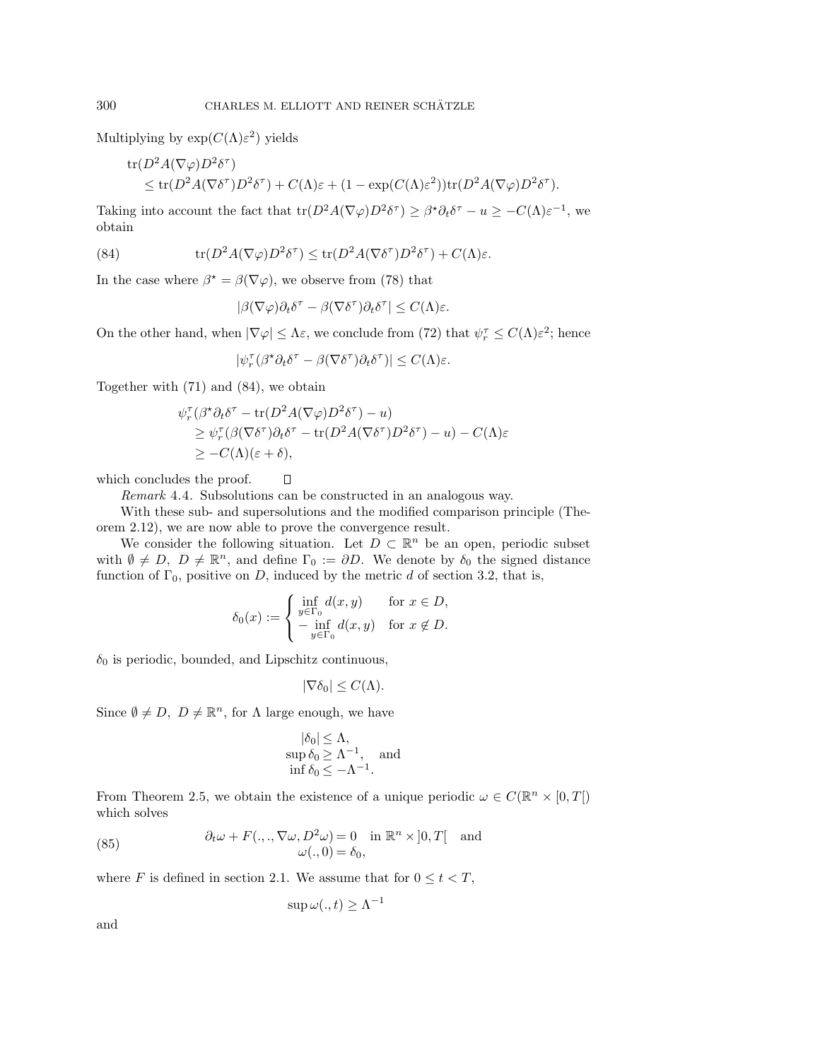Multiplying by $\exp(C(\Lambda)\varepsilon^2)$ yields

$$
\begin{aligned}
&\operatorname{tr}(D^2 A(\nabla\varphi) D^2 \delta^\tau) \\
&\quad \le \operatorname{tr}(D^2 A(\nabla \delta^\tau) D^2 \delta^\tau) + C(\Lambda)\varepsilon + (1 - \exp(C(\Lambda)\varepsilon^2))\operatorname{tr}(D^2 A(\nabla\varphi) D^2 \delta^\tau).
\end{aligned}
$$

Taking into account the fact that $\operatorname{tr}(D^2 A(\nabla\varphi) D^2 \delta^\tau) \ge \beta^\star \partial_t \delta^\tau - u \ge -C(\Lambda)\varepsilon^{-1}$, we obtain

$$
\operatorname{tr}(D^2 A(\nabla\varphi) D^2 \delta^\tau) \le \operatorname{tr}(D^2 A(\nabla \delta^\tau) D^2 \delta^\tau) + C(\Lambda)\varepsilon. \tag{84}
$$

In the case where $\beta^\star = \beta(\nabla\varphi)$, we observe from (78) that

$$
|\beta(\nabla\varphi)\partial_t \delta^\tau - \beta(\nabla\delta^\tau)\partial_t\delta^\tau| \le C(\Lambda)\varepsilon.
$$

On the other hand, when $|\nabla\varphi| \le \Lambda\varepsilon$, we conclude from (72) that $\psi_r^\tau \le C(\Lambda)\varepsilon^2$; hence

$$
|\psi_r^\tau(\beta^\star \partial_t\delta^\tau - \beta(\nabla\delta^\tau)\partial_t\delta^\tau)| \le C(\Lambda)\varepsilon.
$$

Together with (71) and (84), we obtain

$$
\begin{aligned}
&\psi_r^\tau(\beta^\star \partial_t \delta^\tau - \operatorname{tr}(D^2 A(\nabla\varphi) D^2\delta^\tau) - u) \\
&\quad \ge \psi_r^\tau(\beta(\nabla\delta^\tau)\partial_t\delta^\tau - \operatorname{tr}(D^2 A(\nabla\delta^\tau) D^2 \delta^\tau) - u) - C(\Lambda)\varepsilon \\
&\quad \ge -C(\Lambda)(\varepsilon + \delta),
\end{aligned}
$$

which concludes the proof. $\square$

*Remark* 4.4. Subsolutions can be constructed in an analogous way.

With these sub- and supersolutions and the modified comparison principle (Theorem 2.12), we are now able to prove the convergence result.

We consider the following situation. Let $D \subset \mathbb{R}^n$ be an open, periodic subset with $\emptyset \ne D$, $D \ne \mathbb{R}^n$, and define $\Gamma_0 := \partial D$. We denote by $\delta_0$ the signed distance function of $\Gamma_0$, positive on $D$, induced by the metric $d$ of section 3.2, that is,

$$
\delta_0(x) := \begin{cases} \inf\limits_{y\in\Gamma_0} d(x,y) & \text{for } x \in D, \\ -\inf\limits_{y\in\Gamma_0} d(x,y) & \text{for } x \notin D. \end{cases}
$$

$\delta_0$ is periodic, bounded, and Lipschitz continuous,

$$
|\nabla\delta_0| \le C(\Lambda).
$$

Since $\emptyset \ne D$, $D \ne \mathbb{R}^n$, for $\Lambda$ large enough, we have

$$
\begin{aligned}
|\delta_0| &\le \Lambda, \\
\sup \delta_0 &\ge \Lambda^{-1}, \quad \text{and} \\
\inf \delta_0 &\le -\Lambda^{-1}.
\end{aligned}
$$

From Theorem 2.5, we obtain the existence of a unique periodic $\omega \in C(\mathbb{R}^n \times [0,T[)$ which solves

$$
\begin{aligned}
\partial_t \omega + F(.,.,\nabla\omega, D^2\omega) &= 0 \quad \text{in } \mathbb{R}^n \times ]0,T[ \quad \text{and} \\
\omega(.,0) &= \delta_0,
\end{aligned} \tag{85}
$$

where $F$ is defined in section 2.1. We assume that for $0 \le t < T$,

$$
\sup \omega(.,t) \ge \Lambda^{-1}
$$

and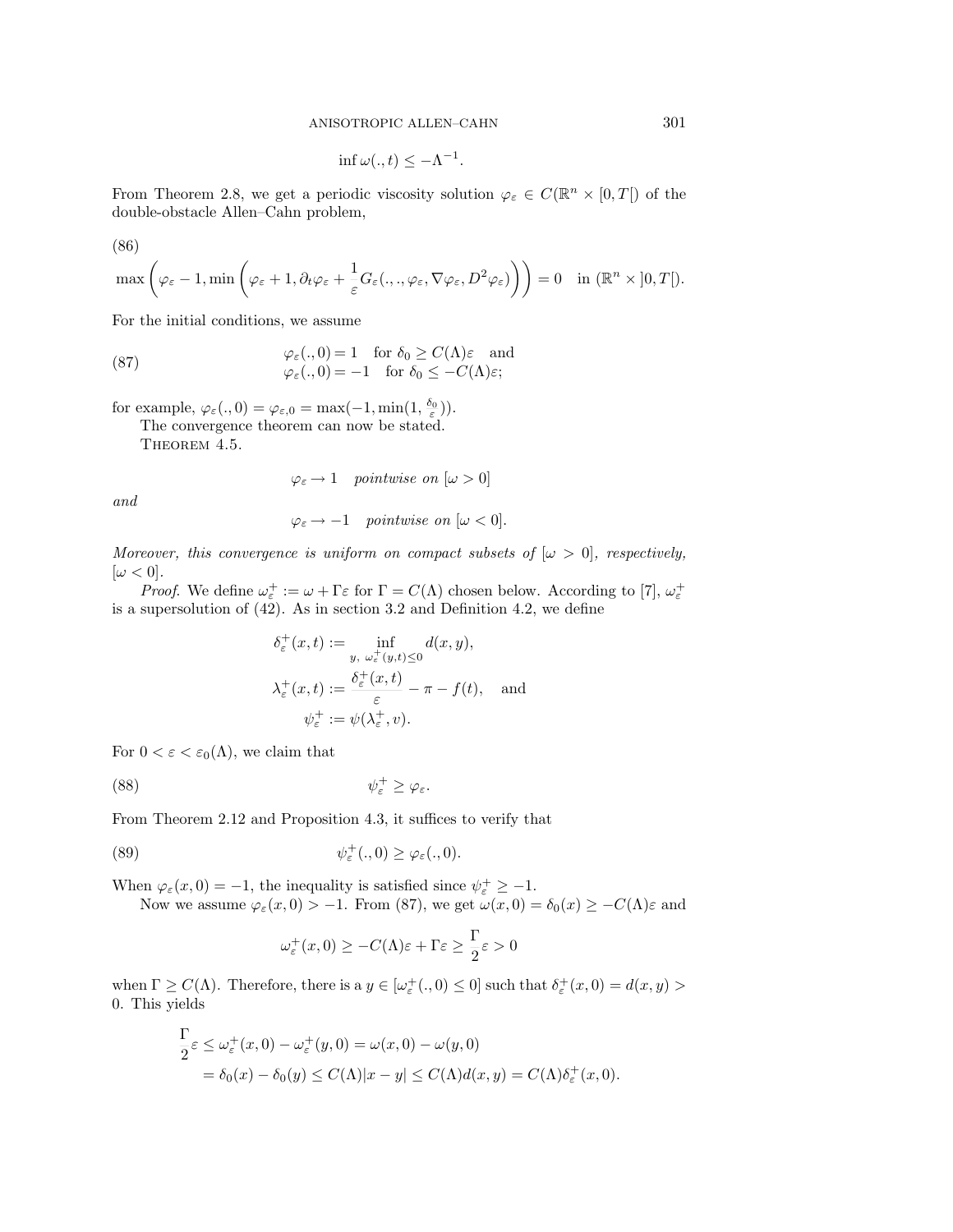$$\inf \omega(.,t) \leq -\Lambda^{-1}.$$

From Theorem 2.8, we get a periodic viscosity solution $\varphi_\varepsilon \in C(\mathbb{R}^n \times [0,T[)$ of the double-obstacle Allen–Cahn problem,

(86)

$$\max\left(\varphi_\varepsilon - 1, \min\left(\varphi_\varepsilon + 1, \partial_t \varphi_\varepsilon + \frac{1}{\varepsilon} G_\varepsilon(.,.,\varphi_\varepsilon, \nabla\varphi_\varepsilon, D^2\varphi_\varepsilon)\right)\right) = 0 \quad \text{in } (\mathbb{R}^n \times ]0,T[).$$

For the initial conditions, we assume

$$\begin{aligned} &\varphi_\varepsilon(.,0) = 1 \quad \text{for } \delta_0 \geq C(\Lambda)\varepsilon \quad \text{and} \\ &\varphi_\varepsilon(.,0) = -1 \quad \text{for } \delta_0 \leq -C(\Lambda)\varepsilon; \end{aligned} \tag{87}$$

for example, $\varphi_\varepsilon(.,0) = \varphi_{\varepsilon,0} = \max(-1, \min(1, \frac{\delta_0}{\varepsilon}))$.

The convergence theorem can now be stated.

Theorem 4.5.

$$\varphi_\varepsilon \to 1 \quad \textit{pointwise on } [\omega > 0]$$

*and*

$$\varphi_\varepsilon \to -1 \quad \textit{pointwise on } [\omega < 0].$$

*Moreover, this convergence is uniform on compact subsets of* $[\omega > 0]$*, respectively,* $[\omega < 0]$.

*Proof.* We define $\omega_\varepsilon^+ := \omega + \Gamma\varepsilon$ for $\Gamma = C(\Lambda)$ chosen below. According to [7], $\omega_\varepsilon^+$ is a supersolution of (42). As in section 3.2 and Definition 4.2, we define

$$\begin{aligned} \delta_\varepsilon^+(x,t) &:= \inf_{y,\ \omega_\varepsilon^+(y,t) \leq 0} d(x,y), \\ \lambda_\varepsilon^+(x,t) &:= \frac{\delta_\varepsilon^+(x,t)}{\varepsilon} - \pi - f(t), \quad \text{and} \\ \psi_\varepsilon^+ &:= \psi(\lambda_\varepsilon^+, v). \end{aligned}$$

For $0 < \varepsilon < \varepsilon_0(\Lambda)$, we claim that

$$\psi_\varepsilon^+ \geq \varphi_\varepsilon. \tag{88}$$

From Theorem 2.12 and Proposition 4.3, it suffices to verify that

$$\psi_\varepsilon^+(.,0) \geq \varphi_\varepsilon(.,0). \tag{89}$$

When $\varphi_\varepsilon(x,0) = -1$, the inequality is satisfied since $\psi_\varepsilon^+ \geq -1$.

Now we assume $\varphi_\varepsilon(x,0) > -1$. From (87), we get $\omega(x,0) = \delta_0(x) \geq -C(\Lambda)\varepsilon$ and

$$\omega_\varepsilon^+(x,0) \geq -C(\Lambda)\varepsilon + \Gamma\varepsilon \geq \frac{\Gamma}{2}\varepsilon > 0$$

when $\Gamma \geq C(\Lambda)$. Therefore, there is a $y \in [\omega_\varepsilon^+(.,0) \leq 0]$ such that $\delta_\varepsilon^+(x,0) = d(x,y) > 0$. This yields

$$\begin{aligned} \frac{\Gamma}{2}\varepsilon &\leq \omega_\varepsilon^+(x,0) - \omega_\varepsilon^+(y,0) = \omega(x,0) - \omega(y,0) \\ &= \delta_0(x) - \delta_0(y) \leq C(\Lambda)|x-y| \leq C(\Lambda)d(x,y) = C(\Lambda)\delta_\varepsilon^+(x,0). \end{aligned}$$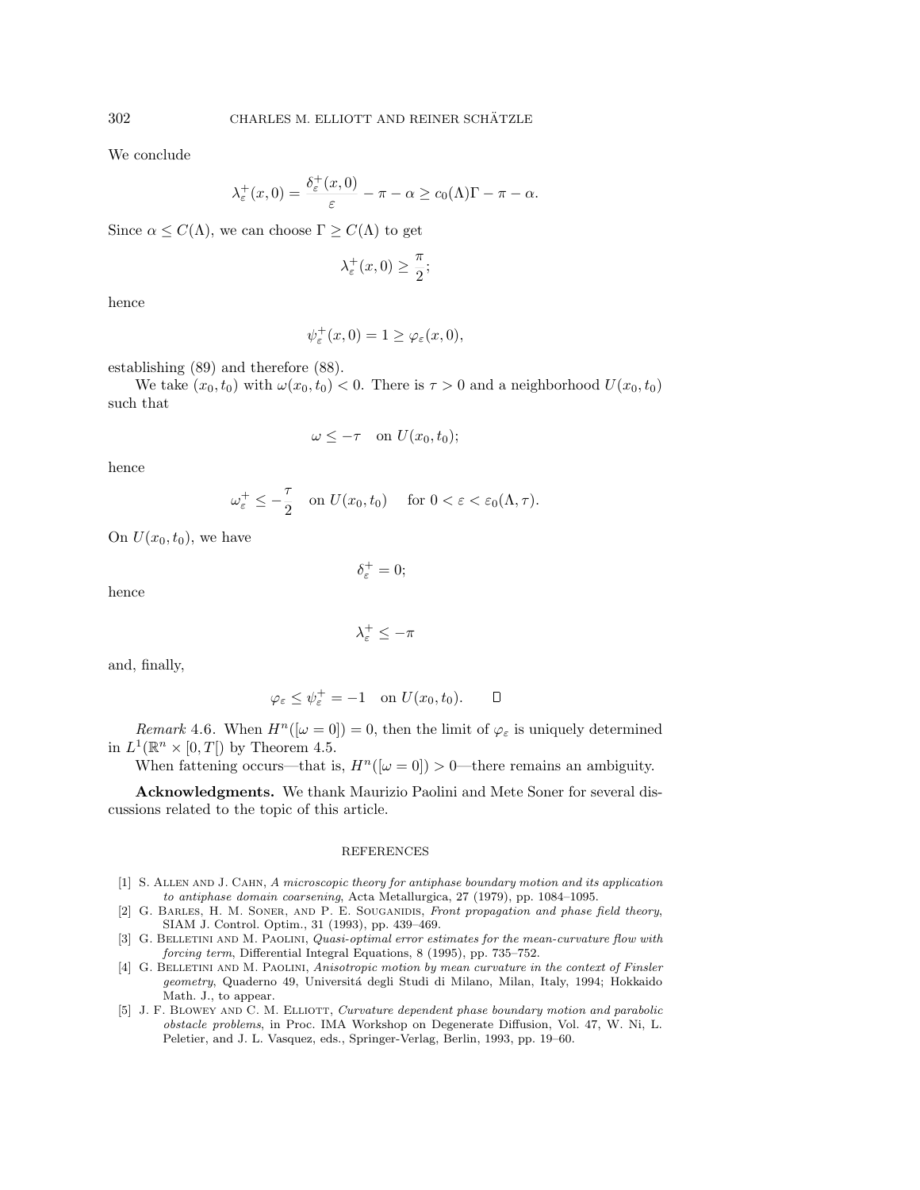We conclude

$$\lambda_\varepsilon^+(x,0) = \frac{\delta_\varepsilon^+(x,0)}{\varepsilon} - \pi - \alpha \geq c_0(\Lambda)\Gamma - \pi - \alpha.$$

Since $\alpha \leq C(\Lambda)$, we can choose $\Gamma \geq C(\Lambda)$ to get

$$\lambda_\varepsilon^+(x,0) \geq \frac{\pi}{2};$$

hence

$$\psi_\varepsilon^+(x,0) = 1 \geq \varphi_\varepsilon(x,0),$$

establishing (89) and therefore (88).

We take $(x_0,t_0)$ with $\omega(x_0,t_0) < 0$. There is $\tau > 0$ and a neighborhood $U(x_0,t_0)$ such that

$$\omega \leq -\tau \quad \text{on } U(x_0,t_0);$$

hence

$$\omega_\varepsilon^+ \leq -\frac{\tau}{2} \quad \text{on } U(x_0,t_0) \quad \text{ for } 0 < \varepsilon < \varepsilon_0(\Lambda,\tau).$$

On $U(x_0,t_0)$, we have

$$\delta_\varepsilon^+ = 0;$$

hence

$$\lambda_\varepsilon^+ \leq -\pi$$

and, finally,

$$\varphi_\varepsilon \leq \psi_\varepsilon^+ = -1 \quad \text{on } U(x_0,t_0). \qquad \square$$

*Remark* 4.6. When $H^n([\omega = 0]) = 0$, then the limit of $\varphi_\varepsilon$ is uniquely determined in $L^1(\mathbb{R}^n \times [0,T[)$ by Theorem 4.5.

When fattening occurs—that is, $H^n([\omega = 0]) > 0$—there remains an ambiguity.

**Acknowledgments.** We thank Maurizio Paolini and Mete Soner for several discussions related to the topic of this article.

## REFERENCES

[1] S. Allen and J. Cahn, *A microscopic theory for antiphase boundary motion and its application to antiphase domain coarsening*, Acta Metallurgica, 27 (1979), pp. 1084–1095.

[2] G. Barles, H. M. Soner, and P. E. Souganidis, *Front propagation and phase field theory*, SIAM J. Control. Optim., 31 (1993), pp. 439–469.

[3] G. Belletini and M. Paolini, *Quasi-optimal error estimates for the mean-curvature flow with forcing term*, Differential Integral Equations, 8 (1995), pp. 735–752.

[4] G. Belletini and M. Paolini, *Anisotropic motion by mean curvature in the context of Finsler geometry*, Quaderno 49, Universitá degli Studi di Milano, Milan, Italy, 1994; Hokkaido Math. J., to appear.

[5] J. F. Blowey and C. M. Elliott, *Curvature dependent phase boundary motion and parabolic obstacle problems*, in Proc. IMA Workshop on Degenerate Diffusion, Vol. 47, W. Ni, L. Peletier, and J. L. Vasquez, eds., Springer-Verlag, Berlin, 1993, pp. 19–60.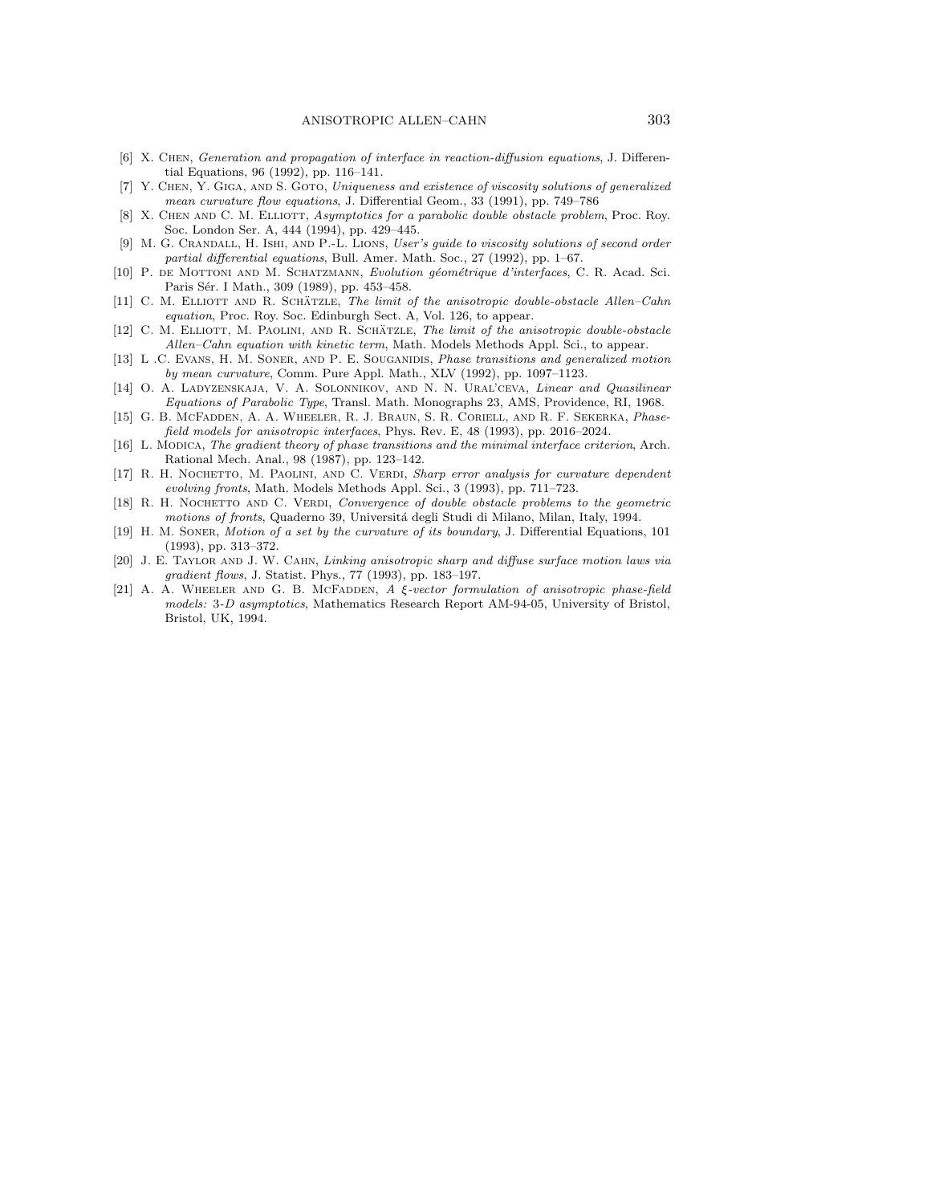[6] X. Chen, *Generation and propagation of interface in reaction-diffusion equations*, J. Differential Equations, 96 (1992), pp. 116–141.

[7] Y. Chen, Y. Giga, and S. Goto, *Uniqueness and existence of viscosity solutions of generalized mean curvature flow equations*, J. Differential Geom., 33 (1991), pp. 749–786

[8] X. Chen and C. M. Elliott, *Asymptotics for a parabolic double obstacle problem*, Proc. Roy. Soc. London Ser. A, 444 (1994), pp. 429–445.

[9] M. G. Crandall, H. Ishi, and P.-L. Lions, *User's guide to viscosity solutions of second order partial differential equations*, Bull. Amer. Math. Soc., 27 (1992), pp. 1–67.

[10] P. de Mottoni and M. Schatzmann, *Evolution géométrique d'interfaces*, C. R. Acad. Sci. Paris Sér. I Math., 309 (1989), pp. 453–458.

[11] C. M. Elliott and R. Schätzle, *The limit of the anisotropic double-obstacle Allen–Cahn equation*, Proc. Roy. Soc. Edinburgh Sect. A, Vol. 126, to appear.

[12] C. M. Elliott, M. Paolini, and R. Schätzle, *The limit of the anisotropic double-obstacle Allen–Cahn equation with kinetic term*, Math. Models Methods Appl. Sci., to appear.

[13] L .C. Evans, H. M. Soner, and P. E. Souganidis, *Phase transitions and generalized motion by mean curvature*, Comm. Pure Appl. Math., XLV (1992), pp. 1097–1123.

[14] O. A. Ladyzenskaja, V. A. Solonnikov, and N. N. Ural'ceva, *Linear and Quasilinear Equations of Parabolic Type*, Transl. Math. Monographs 23, AMS, Providence, RI, 1968.

[15] G. B. McFadden, A. A. Wheeler, R. J. Braun, S. R. Coriell, and R. F. Sekerka, *Phase-field models for anisotropic interfaces*, Phys. Rev. E, 48 (1993), pp. 2016–2024.

[16] L. Modica, *The gradient theory of phase transitions and the minimal interface criterion*, Arch. Rational Mech. Anal., 98 (1987), pp. 123–142.

[17] R. H. Nochetto, M. Paolini, and C. Verdi, *Sharp error analysis for curvature dependent evolving fronts*, Math. Models Methods Appl. Sci., 3 (1993), pp. 711–723.

[18] R. H. Nochetto and C. Verdi, *Convergence of double obstacle problems to the geometric motions of fronts*, Quaderno 39, Universitá degli Studi di Milano, Milan, Italy, 1994.

[19] H. M. Soner, *Motion of a set by the curvature of its boundary*, J. Differential Equations, 101 (1993), pp. 313–372.

[20] J. E. Taylor and J. W. Cahn, *Linking anisotropic sharp and diffuse surface motion laws via gradient flows*, J. Statist. Phys., 77 (1993), pp. 183–197.

[21] A. A. Wheeler and G. B. McFadden, *A $\xi$-vector formulation of anisotropic phase-field models: 3-D asymptotics*, Mathematics Research Report AM-94-05, University of Bristol, Bristol, UK, 1994.